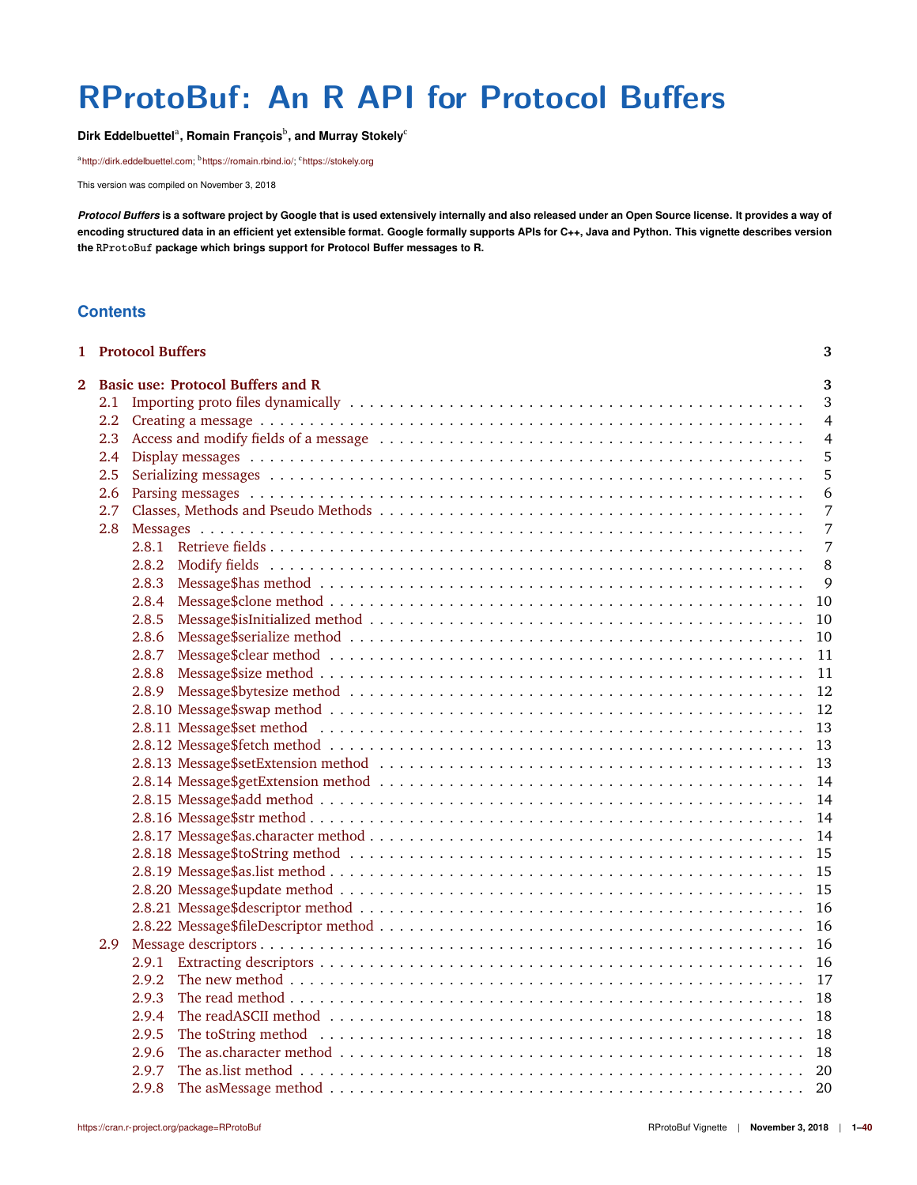# RProtoBuf: An R API for Protocol Buffers

**Dirk Eddelbuettel**[a], **Romain François**[b], **and Murray Stokely**[c]

[a]http://dirk.eddelbuettel.com; [b]https://romain.rbind.io/; [c]https://stokely.org

This version was compiled on November 3, 2018

***Protocol Buffers*** **is a software project by Google that is used extensively internally and also released under an Open Source license. It provides a way of encoding structured data in an efficient yet extensible format. Google formally supports APIs for C++, Java and Python. This vignette describes version the `RProtoBuf` package which brings support for Protocol Buffer messages to R.**

## Contents

**1 Protocol Buffers** — 3

**2 Basic use: Protocol Buffers and R** — 3

- 2.1 Importing proto files dynamically — 3
- 2.2 Creating a message — 4
- 2.3 Access and modify fields of a message — 4
- 2.4 Display messages — 5
- 2.5 Serializing messages — 5
- 2.6 Parsing messages — 6
- 2.7 Classes, Methods and Pseudo Methods — 7
- 2.8 Messages — 7
  - 2.8.1 Retrieve fields — 7
  - 2.8.2 Modify fields — 8
  - 2.8.3 Message$has method — 9
  - 2.8.4 Message$clone method — 10
  - 2.8.5 Message$isInitialized method — 10
  - 2.8.6 Message$serialize method — 10
  - 2.8.7 Message$clear method — 11
  - 2.8.8 Message$size method — 11
  - 2.8.9 Message$bytesize method — 12
  - 2.8.10 Message$swap method — 12
  - 2.8.11 Message$set method — 13
  - 2.8.12 Message$fetch method — 13
  - 2.8.13 Message$setExtension method — 13
  - 2.8.14 Message$getExtension method — 14
  - 2.8.15 Message$add method — 14
  - 2.8.16 Message$str method — 14
  - 2.8.17 Message$as.character method — 14
  - 2.8.18 Message$toString method — 15
  - 2.8.19 Message$as.list method — 15
  - 2.8.20 Message$update method — 15
  - 2.8.21 Message$descriptor method — 16
  - 2.8.22 Message$fileDescriptor method — 16
- 2.9 Message descriptors — 16
  - 2.9.1 Extracting descriptors — 16
  - 2.9.2 The new method — 17
  - 2.9.3 The read method — 18
  - 2.9.4 The readASCII method — 18
  - 2.9.5 The toString method — 18
  - 2.9.6 The as.character method — 18
  - 2.9.7 The as.list method — 20
  - 2.9.8 The asMessage method — 20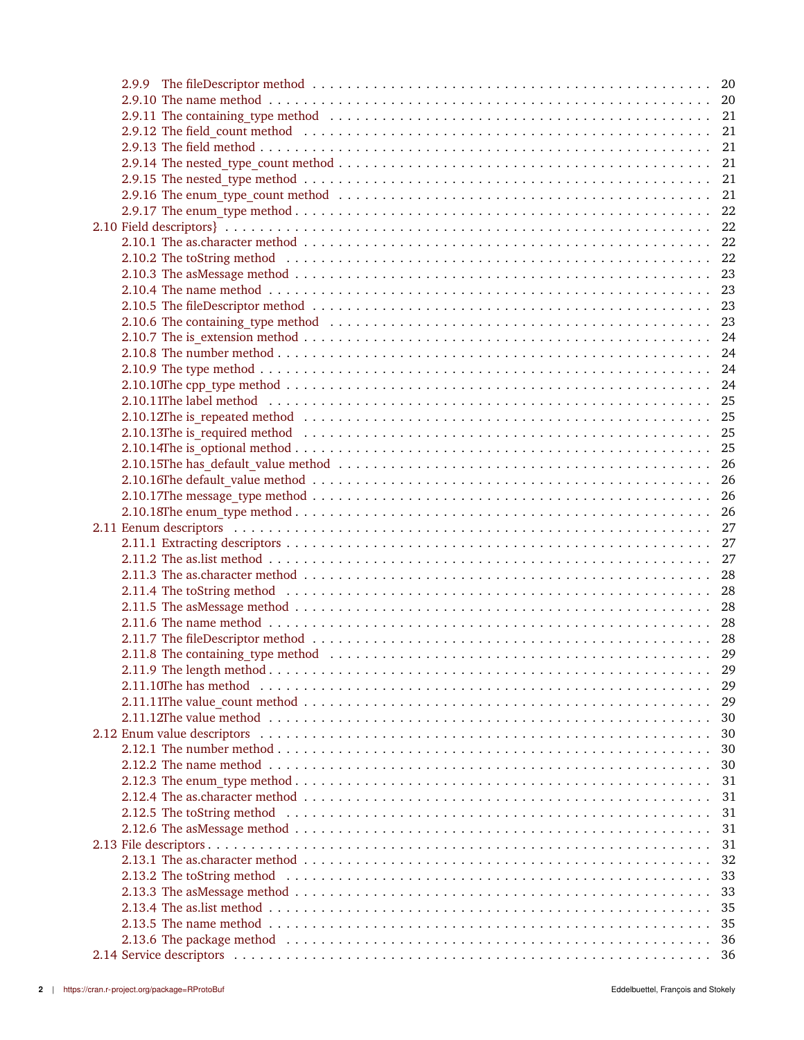- 2.9.9 The fileDescriptor method . . . 20
- 2.9.10 The name method . . . 20
- 2.9.11 The containing_type method . . . 21
- 2.9.12 The field_count method . . . 21
- 2.9.13 The field method . . . 21
- 2.9.14 The nested_type_count method . . . 21
- 2.9.15 The nested_type method . . . 21
- 2.9.16 The enum_type_count method . . . 21
- 2.9.17 The enum_type method . . . 22

2.10 Field descriptors} . . . 22

- 2.10.1 The as.character method . . . 22
- 2.10.2 The toString method . . . 22
- 2.10.3 The asMessage method . . . 23
- 2.10.4 The name method . . . 23
- 2.10.5 The fileDescriptor method . . . 23
- 2.10.6 The containing_type method . . . 23
- 2.10.7 The is_extension method . . . 24
- 2.10.8 The number method . . . 24
- 2.10.9 The type method . . . 24
- 2.10.10 The cpp_type method . . . 24
- 2.10.11 The label method . . . 25
- 2.10.12 The is_repeated method . . . 25
- 2.10.13 The is_required method . . . 25
- 2.10.14 The is_optional method . . . 25
- 2.10.15 The has_default_value method . . . 26
- 2.10.16 The default_value method . . . 26
- 2.10.17 The message_type method . . . 26
- 2.10.18 The enum_type method . . . 26

2.11 Eenum descriptors . . . 27

- 2.11.1 Extracting descriptors . . . 27
- 2.11.2 The as.list method . . . 27
- 2.11.3 The as.character method . . . 28
- 2.11.4 The toString method . . . 28
- 2.11.5 The asMessage method . . . 28
- 2.11.6 The name method . . . 28
- 2.11.7 The fileDescriptor method . . . 28
- 2.11.8 The containing_type method . . . 29
- 2.11.9 The length method . . . 29
- 2.11.10 The has method . . . 29
- 2.11.11 The value_count method . . . 29
- 2.11.12 The value method . . . 30

2.12 Enum value descriptors . . . 30

- 2.12.1 The number method . . . 30
- 2.12.2 The name method . . . 30
- 2.12.3 The enum_type method . . . 31
- 2.12.4 The as.character method . . . 31
- 2.12.5 The toString method . . . 31
- 2.12.6 The asMessage method . . . 31

2.13 File descriptors . . . 31

- 2.13.1 The as.character method . . . 32
- 2.13.2 The toString method . . . 33
- 2.13.3 The asMessage method . . . 33
- 2.13.4 The as.list method . . . 35
- 2.13.5 The name method . . . 35
- 2.13.6 The package method . . . 36

2.14 Service descriptors . . . 36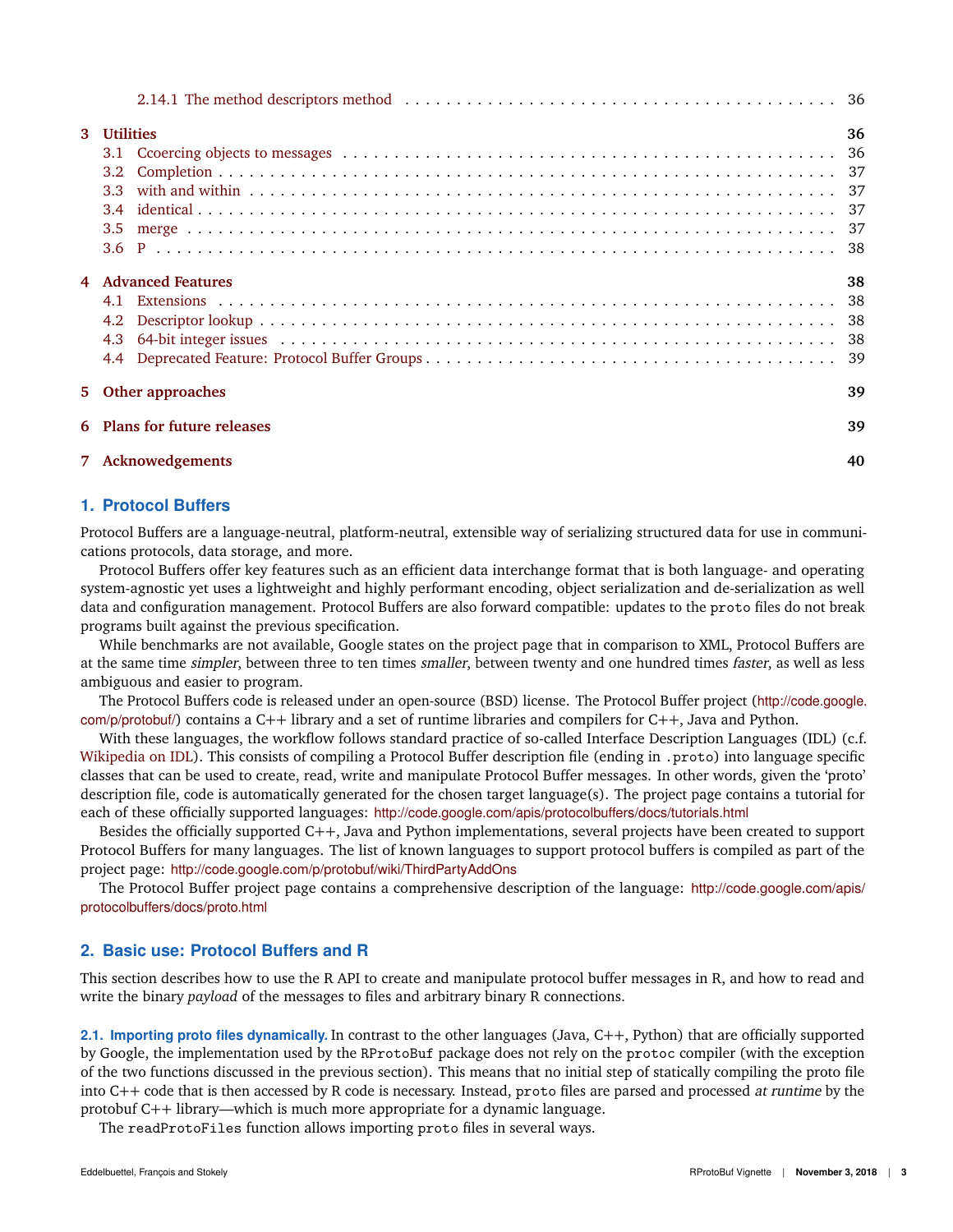- 2.14.1 The method descriptors method . . . . . 36

- 3 Utilities . . . . . 36
  - 3.1 Ccoercing objects to messages . . . . . 36
  - 3.2 Completion . . . . . 37
  - 3.3 with and within . . . . . 37
  - 3.4 identical . . . . . 37
  - 3.5 merge . . . . . 37
  - 3.6 P . . . . . 38
- 4 Advanced Features . . . . . 38
  - 4.1 Extensions . . . . . 38
  - 4.2 Descriptor lookup . . . . . 38
  - 4.3 64-bit integer issues . . . . . 38
  - 4.4 Deprecated Feature: Protocol Buffer Groups . . . . . 39
- 5 Other approaches . . . . . 39
- 6 Plans for future releases . . . . . 39
- 7 Acknowedgements . . . . . 40

## 1. Protocol Buffers

Protocol Buffers are a language-neutral, platform-neutral, extensible way of serializing structured data for use in communications protocols, data storage, and more.

Protocol Buffers offer key features such as an efficient data interchange format that is both language- and operating system-agnostic yet uses a lightweight and highly performant encoding, object serialization and de-serialization as well data and configuration management. Protocol Buffers are also forward compatible: updates to the `proto` files do not break programs built against the previous specification.

While benchmarks are not available, Google states on the project page that in comparison to XML, Protocol Buffers are at the same time *simpler*, between three to ten times *smaller*, between twenty and one hundred times *faster*, as well as less ambiguous and easier to program.

The Protocol Buffers code is released under an open-source (BSD) license. The Protocol Buffer project (http://code.google.com/p/protobuf/) contains a C++ library and a set of runtime libraries and compilers for C++, Java and Python.

With these languages, the workflow follows standard practice of so-called Interface Description Languages (IDL) (c.f. Wikipedia on IDL). This consists of compiling a Protocol Buffer description file (ending in `.proto`) into language specific classes that can be used to create, read, write and manipulate Protocol Buffer messages. In other words, given the 'proto' description file, code is automatically generated for the chosen target language(s). The project page contains a tutorial for each of these officially supported languages: http://code.google.com/apis/protocolbuffers/docs/tutorials.html

Besides the officially supported C++, Java and Python implementations, several projects have been created to support Protocol Buffers for many languages. The list of known languages to support protocol buffers is compiled as part of the project page: http://code.google.com/p/protobuf/wiki/ThirdPartyAddOns

The Protocol Buffer project page contains a comprehensive description of the language: http://code.google.com/apis/protocolbuffers/docs/proto.html

## 2. Basic use: Protocol Buffers and R

This section describes how to use the R API to create and manipulate protocol buffer messages in R, and how to read and write the binary *payload* of the messages to files and arbitrary binary R connections.

**2.1. Importing proto files dynamically.** In contrast to the other languages (Java, C++, Python) that are officially supported by Google, the implementation used by the `RProtoBuf` package does not rely on the `protoc` compiler (with the exception of the two functions discussed in the previous section). This means that no initial step of statically compiling the proto file into C++ code that is then accessed by R code is necessary. Instead, `proto` files are parsed and processed *at runtime* by the protobuf C++ library—which is much more appropriate for a dynamic language.

The `readProtoFiles` function allows importing `proto` files in several ways.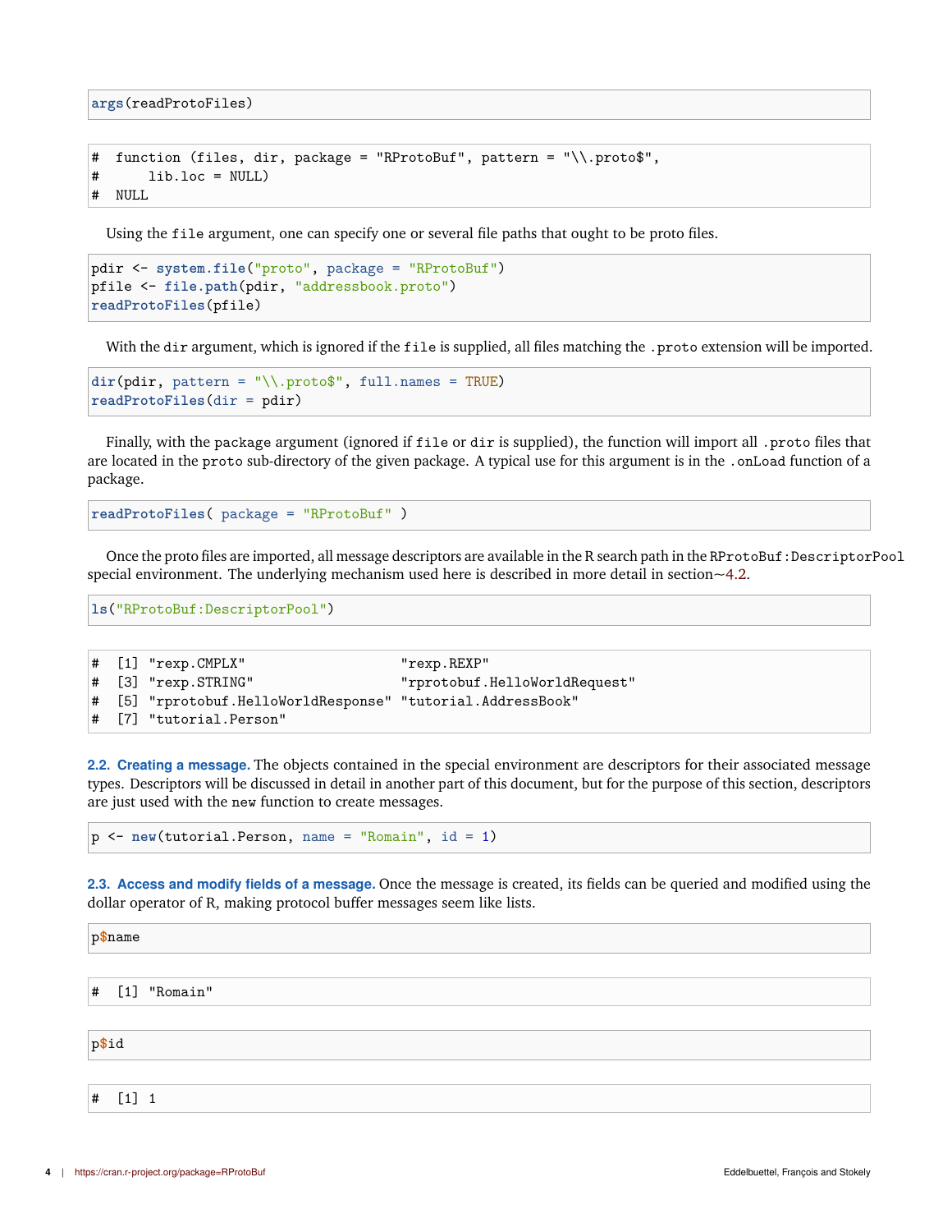```r
args(readProtoFiles)
```

```
#  function (files, dir, package = "RProtoBuf", pattern = "\\.proto$",
#      lib.loc = NULL)
#  NULL
```

Using the `file` argument, one can specify one or several file paths that ought to be proto files.

```r
pdir <- system.file("proto", package = "RProtoBuf")
pfile <- file.path(pdir, "addressbook.proto")
readProtoFiles(pfile)
```

With the `dir` argument, which is ignored if the `file` is supplied, all files matching the `.proto` extension will be imported.

```r
dir(pdir, pattern = "\\.proto$", full.names = TRUE)
readProtoFiles(dir = pdir)
```

Finally, with the `package` argument (ignored if `file` or `dir` is supplied), the function will import all `.proto` files that are located in the `proto` sub-directory of the given package. A typical use for this argument is in the `.onLoad` function of a package.

```r
readProtoFiles( package = "RProtoBuf" )
```

Once the proto files are imported, all message descriptors are available in the R search path in the `RProtoBuf:DescriptorPool` special environment. The underlying mechanism used here is described in more detail in section~4.2.

```r
ls("RProtoBuf:DescriptorPool")
```

```
#  [1] "rexp.CMPLX"                     "rexp.REXP"
#  [3] "rexp.STRING"                    "rprotobuf.HelloWorldRequest"
#  [5] "rprotobuf.HelloWorldResponse" "tutorial.AddressBook"
#  [7] "tutorial.Person"
```

**2.2. Creating a message.** The objects contained in the special environment are descriptors for their associated message types. Descriptors will be discussed in detail in another part of this document, but for the purpose of this section, descriptors are just used with the `new` function to create messages.

```r
p <- new(tutorial.Person, name = "Romain", id = 1)
```

**2.3. Access and modify fields of a message.** Once the message is created, its fields can be queried and modified using the dollar operator of R, making protocol buffer messages seem like lists.

```r
p$name
```

```
#  [1] "Romain"
```

```r
p$id
```

```
#  [1] 1
```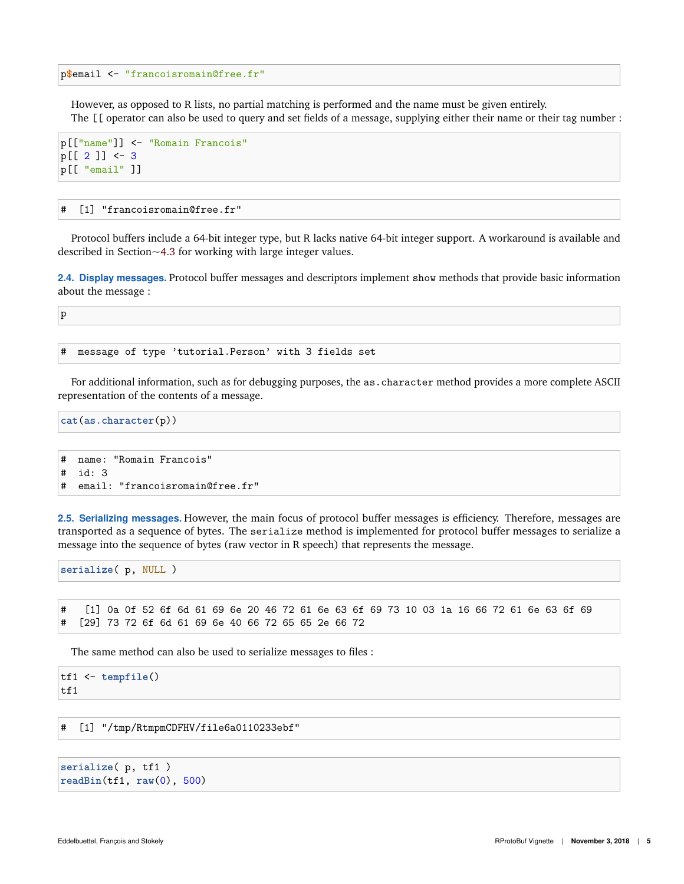```
p$email <- "francoisromain@free.fr"
```

However, as opposed to R lists, no partial matching is performed and the name must be given entirely.

The [[ operator can also be used to query and set fields of a message, supplying either their name or their tag number :

```
p[["name"]] <- "Romain Francois"
p[[ 2 ]] <- 3
p[[ "email" ]]
```

```
#  [1] "francoisromain@free.fr"
```

Protocol buffers include a 64-bit integer type, but R lacks native 64-bit integer support. A workaround is available and described in Section~4.3 for working with large integer values.

**2.4. Display messages.** Protocol buffer messages and descriptors implement `show` methods that provide basic information about the message :

```
p
```

```
#  message of type 'tutorial.Person' with 3 fields set
```

For additional information, such as for debugging purposes, the `as.character` method provides a more complete ASCII representation of the contents of a message.

```
cat(as.character(p))
```

```
#  name: "Romain Francois"
#  id: 3
#  email: "francoisromain@free.fr"
```

**2.5. Serializing messages.** However, the main focus of protocol buffer messages is efficiency. Therefore, messages are transported as a sequence of bytes. The `serialize` method is implemented for protocol buffer messages to serialize a message into the sequence of bytes (raw vector in R speech) that represents the message.

```
serialize( p, NULL )
```

```
#   [1] 0a 0f 52 6f 6d 61 69 6e 20 46 72 61 6e 63 6f 69 73 10 03 1a 16 66 72 61 6e 63 6f 69
#  [29] 73 72 6f 6d 61 69 6e 40 66 72 65 65 2e 66 72
```

The same method can also be used to serialize messages to files :

```
tf1 <- tempfile()
tf1
```

```
#  [1] "/tmp/RtmpmCDFHV/file6a0110233ebf"
```

```
serialize( p, tf1 )
readBin(tf1, raw(0), 500)
```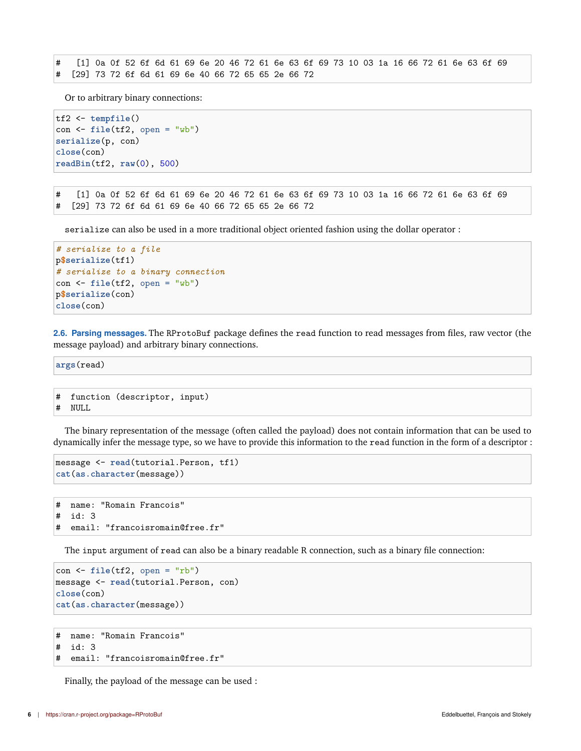```
#   [1] 0a 0f 52 6f 6d 61 69 6e 20 46 72 61 6e 63 6f 69 73 10 03 1a 16 66 72 61 6e 63 6f 69
#  [29] 73 72 6f 6d 61 69 6e 40 66 72 65 65 2e 66 72
```

Or to arbitrary binary connections:

```
tf2 <- tempfile()
con <- file(tf2, open = "wb")
serialize(p, con)
close(con)
readBin(tf2, raw(0), 500)
```

```
#   [1] 0a 0f 52 6f 6d 61 69 6e 20 46 72 61 6e 63 6f 69 73 10 03 1a 16 66 72 61 6e 63 6f 69
#  [29] 73 72 6f 6d 61 69 6e 40 66 72 65 65 2e 66 72
```

`serialize` can also be used in a more traditional object oriented fashion using the dollar operator :

```
# serialize to a file
p$serialize(tf1)
# serialize to a binary connection
con <- file(tf2, open = "wb")
p$serialize(con)
close(con)
```

**2.6. Parsing messages.** The `RProtoBuf` package defines the `read` function to read messages from files, raw vector (the message payload) and arbitrary binary connections.

```
args(read)
```

```
#  function (descriptor, input)
#  NULL
```

The binary representation of the message (often called the payload) does not contain information that can be used to dynamically infer the message type, so we have to provide this information to the `read` function in the form of a descriptor :

```
message <- read(tutorial.Person, tf1)
cat(as.character(message))
```

```
#  name: "Romain Francois"
#  id: 3
#  email: "francoisromain@free.fr"
```

The `input` argument of `read` can also be a binary readable R connection, such as a binary file connection:

```
con <- file(tf2, open = "rb")
message <- read(tutorial.Person, con)
close(con)
cat(as.character(message))
```

```
#  name: "Romain Francois"
#  id: 3
#  email: "francoisromain@free.fr"
```

Finally, the payload of the message can be used :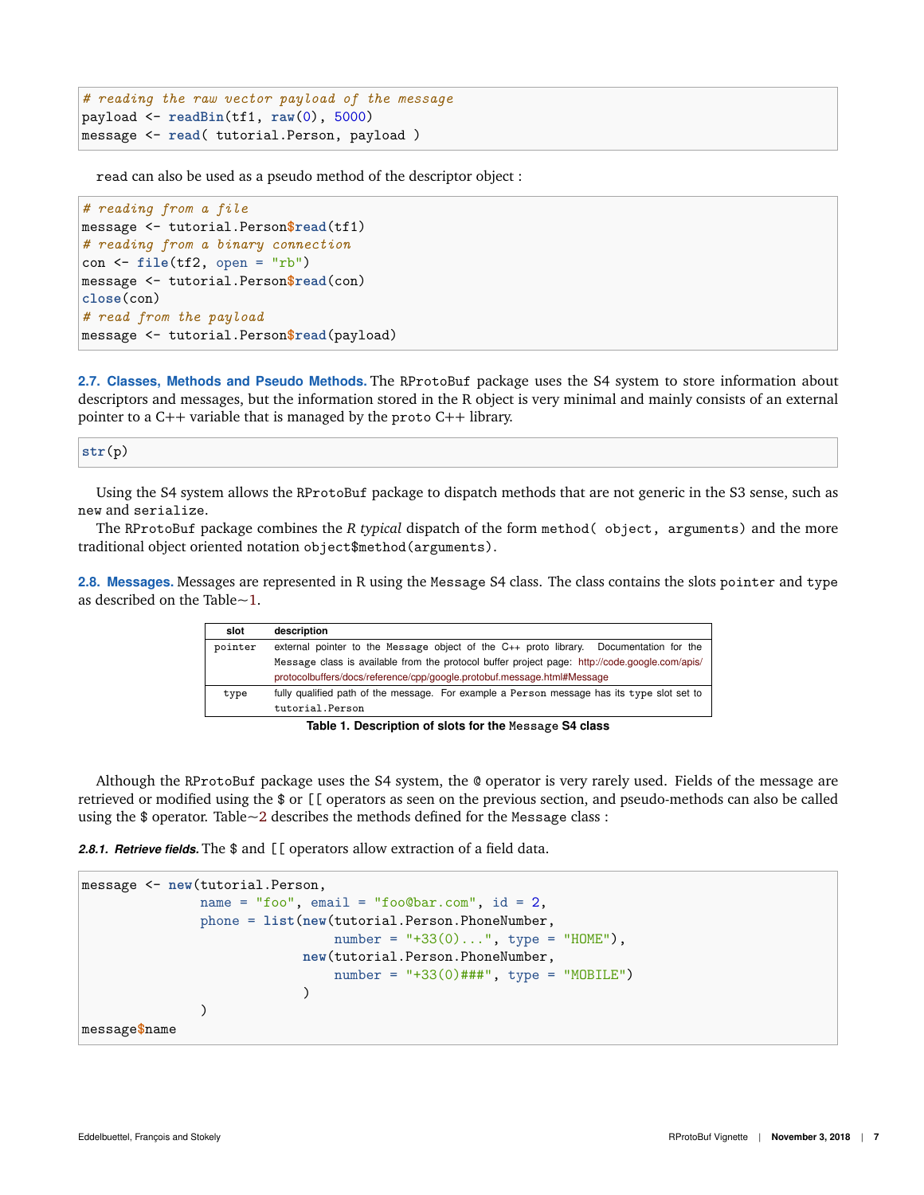```
# reading the raw vector payload of the message
payload <- readBin(tf1, raw(0), 5000)
message <- read( tutorial.Person, payload )
```

`read` can also be used as a pseudo method of the descriptor object :

```
# reading from a file
message <- tutorial.Person$read(tf1)
# reading from a binary connection
con <- file(tf2, open = "rb")
message <- tutorial.Person$read(con)
close(con)
# read from the payload
message <- tutorial.Person$read(payload)
```

**2.7. Classes, Methods and Pseudo Methods.** The `RProtoBuf` package uses the S4 system to store information about descriptors and messages, but the information stored in the R object is very minimal and mainly consists of an external pointer to a C++ variable that is managed by the `proto` C++ library.

```
str(p)
```

Using the S4 system allows the `RProtoBuf` package to dispatch methods that are not generic in the S3 sense, such as `new` and `serialize`.

The `RProtoBuf` package combines the *R typical* dispatch of the form `method( object, arguments)` and the more traditional object oriented notation `object$method(arguments)`.

**2.8. Messages.** Messages are represented in R using the `Message` S4 class. The class contains the slots `pointer` and `type` as described on the Table~1.

| slot | description |
|---|---|
| `pointer` | external pointer to the `Message` object of the C++ proto library. Documentation for the `Message` class is available from the protocol buffer project page: http://code.google.com/apis/protocolbuffers/docs/reference/cpp/google.protobuf.message.html#Message |
| `type` | fully qualified path of the message. For example a `Person` message has its `type` slot set to `tutorial.Person` |

**Table 1. Description of slots for the `Message` S4 class**

Although the `RProtoBuf` package uses the S4 system, the `@` operator is very rarely used. Fields of the message are retrieved or modified using the `$` or `[[` operators as seen on the previous section, and pseudo-methods can also be called using the `$` operator. Table~2 describes the methods defined for the `Message` class :

***2.8.1. Retrieve fields.*** The `$` and `[[` operators allow extraction of a field data.

```
message <- new(tutorial.Person,
               name = "foo", email = "foo@bar.com", id = 2,
               phone = list(new(tutorial.Person.PhoneNumber,
                                number = "+33(0)...", type = "HOME"),
                            new(tutorial.Person.PhoneNumber,
                                number = "+33(0)###", type = "MOBILE")
                            )
               )
message$name
```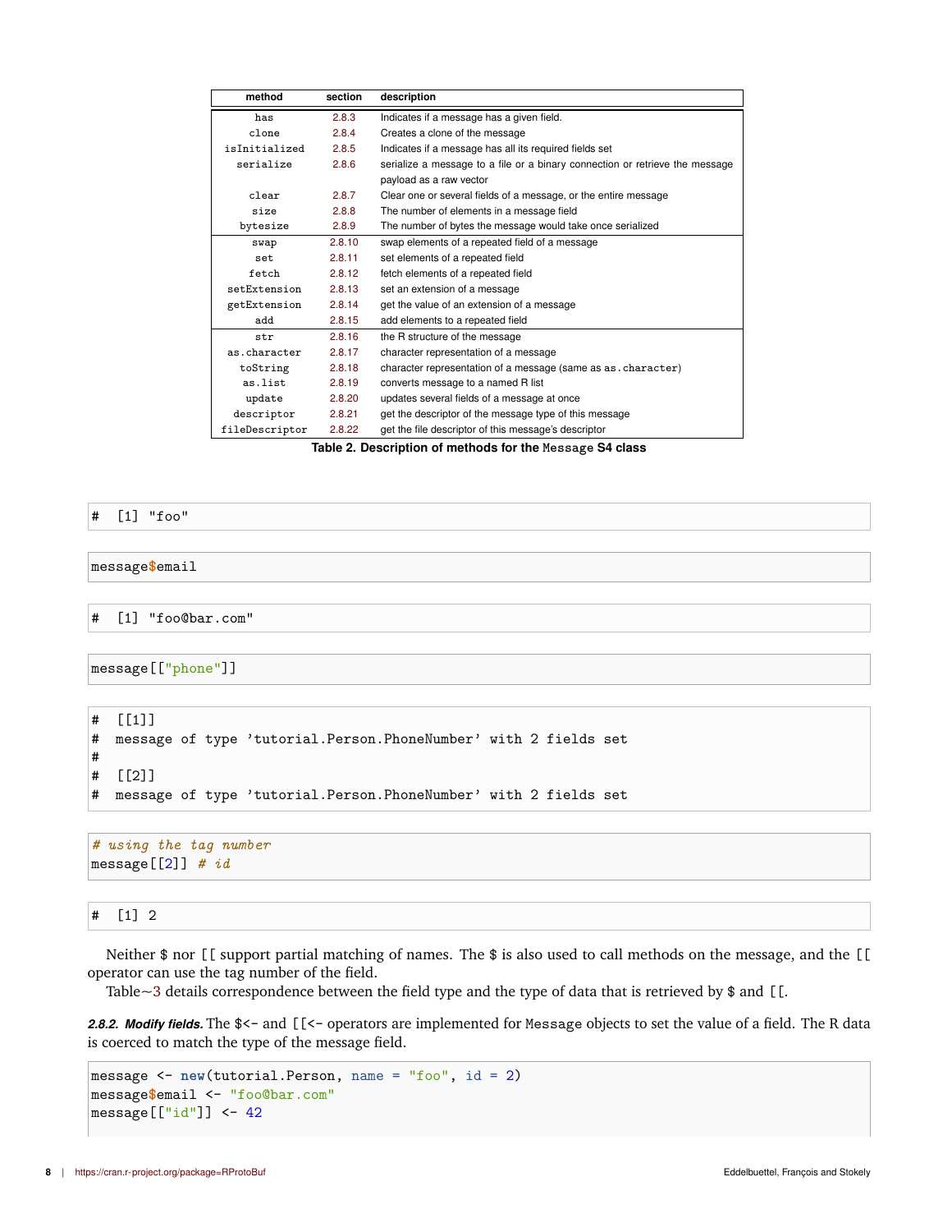| method | section | description |
|---|---|---|
| has | 2.8.3 | Indicates if a message has a given field. |
| clone | 2.8.4 | Creates a clone of the message |
| isInitialized | 2.8.5 | Indicates if a message has all its required fields set |
| serialize | 2.8.6 | serialize a message to a file or a binary connection or retrieve the message payload as a raw vector |
| clear | 2.8.7 | Clear one or several fields of a message, or the entire message |
| size | 2.8.8 | The number of elements in a message field |
| bytesize | 2.8.9 | The number of bytes the message would take once serialized |
| swap | 2.8.10 | swap elements of a repeated field of a message |
| set | 2.8.11 | set elements of a repeated field |
| fetch | 2.8.12 | fetch elements of a repeated field |
| setExtension | 2.8.13 | set an extension of a message |
| getExtension | 2.8.14 | get the value of an extension of a message |
| add | 2.8.15 | add elements to a repeated field |
| str | 2.8.16 | the R structure of the message |
| as.character | 2.8.17 | character representation of a message |
| toString | 2.8.18 | character representation of a message (same as as.character) |
| as.list | 2.8.19 | converts message to a named R list |
| update | 2.8.20 | updates several fields of a message at once |
| descriptor | 2.8.21 | get the descriptor of the message type of this message |
| fileDescriptor | 2.8.22 | get the file descriptor of this message's descriptor |

**Table 2. Description of methods for the Message S4 class**

```
#  [1] "foo"
```

```
message$email
```

```
#  [1] "foo@bar.com"
```

```
message[["phone"]]
```

```
#  [[1]]
#  message of type 'tutorial.Person.PhoneNumber' with 2 fields set
#
#  [[2]]
#  message of type 'tutorial.Person.PhoneNumber' with 2 fields set
```

```
# using the tag number
message[[2]] # id
```

```
#  [1] 2
```

Neither $ nor [[ support partial matching of names. The $ is also used to call methods on the message, and the [[ operator can use the tag number of the field.

Table~3 details correspondence between the field type and the type of data that is retrieved by $ and [[.

***2.8.2. Modify fields.*** The $<- and [[<- operators are implemented for Message objects to set the value of a field. The R data is coerced to match the type of the message field.

```
message <- new(tutorial.Person, name = "foo", id = 2)
message$email <- "foo@bar.com"
message[["id"]] <- 42
```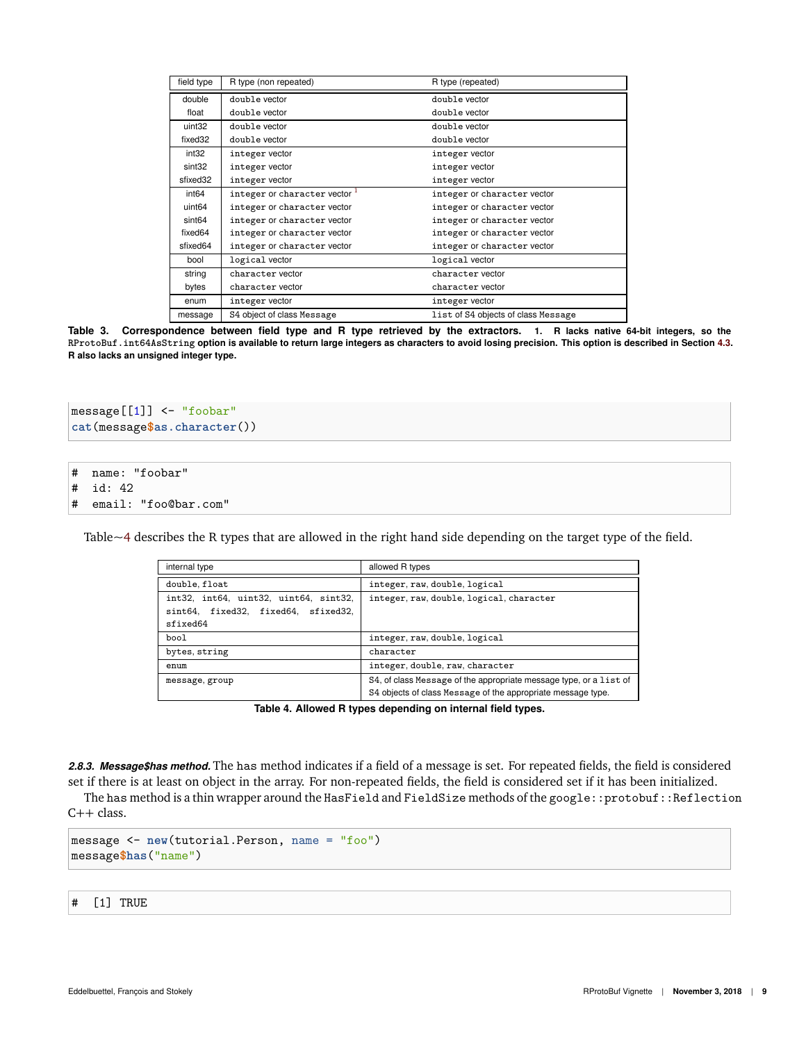| field type | R type (non repeated) | R type (repeated) |
|---|---|---|
| double | double vector | double vector |
| float | double vector | double vector |
| uint32 | double vector | double vector |
| fixed32 | double vector | double vector |
| int32 | integer vector | integer vector |
| sint32 | integer vector | integer vector |
| sfixed32 | integer vector | integer vector |
| int64 | integer or character vector [1] | integer or character vector |
| uint64 | integer or character vector | integer or character vector |
| sint64 | integer or character vector | integer or character vector |
| fixed64 | integer or character vector | integer or character vector |
| sfixed64 | integer or character vector | integer or character vector |
| bool | logical vector | logical vector |
| string | character vector | character vector |
| bytes | character vector | character vector |
| enum | integer vector | integer vector |
| message | S4 object of class Message | list of S4 objects of class Message |

**Table 3. Correspondence between field type and R type retrieved by the extractors. 1. R lacks native 64-bit integers, so the `RProtoBuf.int64AsString` option is available to return large integers as characters to avoid losing precision. This option is described in Section 4.3. R also lacks an unsigned integer type.**

```
message[[1]] <- "foobar"
cat(message$as.character())
```

```
#  name: "foobar"
#  id: 42
#  email: "foo@bar.com"
```

Table~4 describes the R types that are allowed in the right hand side depending on the target type of the field.

| internal type | allowed R types |
|---|---|
| double, float | integer, raw, double, logical |
| int32, int64, uint32, uint64, sint32, sint64, fixed32, fixed64, sfixed32, sfixed64 | integer, raw, double, logical, character |
| bool | integer, raw, double, logical |
| bytes, string | character |
| enum | integer, double, raw, character |
| message, group | S4, of class Message of the appropriate message type, or a list of S4 objects of class Message of the appropriate message type. |

**Table 4. Allowed R types depending on internal field types.**

***2.8.3. Message$has method.*** The has method indicates if a field of a message is set. For repeated fields, the field is considered set if there is at least on object in the array. For non-repeated fields, the field is considered set if it has been initialized.

The has method is a thin wrapper around the HasField and FieldSize methods of the google::protobuf::Reflection C++ class.

```
message <- new(tutorial.Person, name = "foo")
message$has("name")
```

```
#  [1] TRUE
```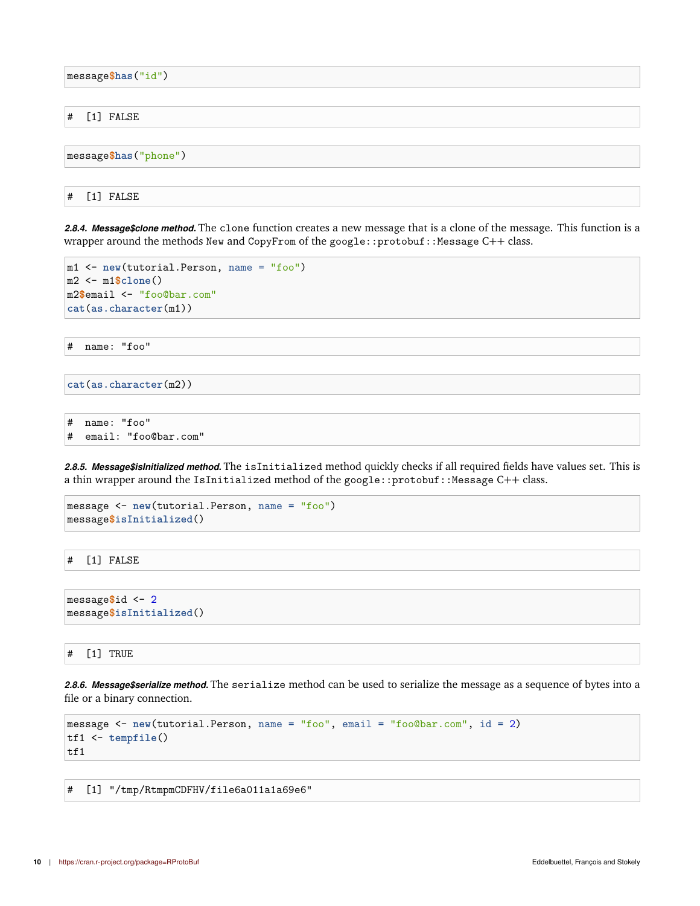```r
message$has("id")
```

```
#  [1] FALSE
```

```r
message$has("phone")
```

```
#  [1] FALSE
```

***2.8.4. Message$clone method.*** The `clone` function creates a new message that is a clone of the message. This function is a wrapper around the methods `New` and `CopyFrom` of the `google::protobuf::Message` C++ class.

```r
m1 <- new(tutorial.Person, name = "foo")
m2 <- m1$clone()
m2$email <- "foo@bar.com"
cat(as.character(m1))
```

```
#  name: "foo"
```

```r
cat(as.character(m2))
```

```
#  name: "foo"
#  email: "foo@bar.com"
```

***2.8.5. Message$isInitialized method.*** The `isInitialized` method quickly checks if all required fields have values set. This is a thin wrapper around the `IsInitialized` method of the `google::protobuf::Message` C++ class.

```r
message <- new(tutorial.Person, name = "foo")
message$isInitialized()
```

```
#  [1] FALSE
```

```r
message$id <- 2
message$isInitialized()
```

```
#  [1] TRUE
```

***2.8.6. Message$serialize method.*** The `serialize` method can be used to serialize the message as a sequence of bytes into a file or a binary connection.

```r
message <- new(tutorial.Person, name = "foo", email = "foo@bar.com", id = 2)
tf1 <- tempfile()
tf1
```

```
#  [1] "/tmp/RtmpmCDFHV/file6a011a1a69e6"
```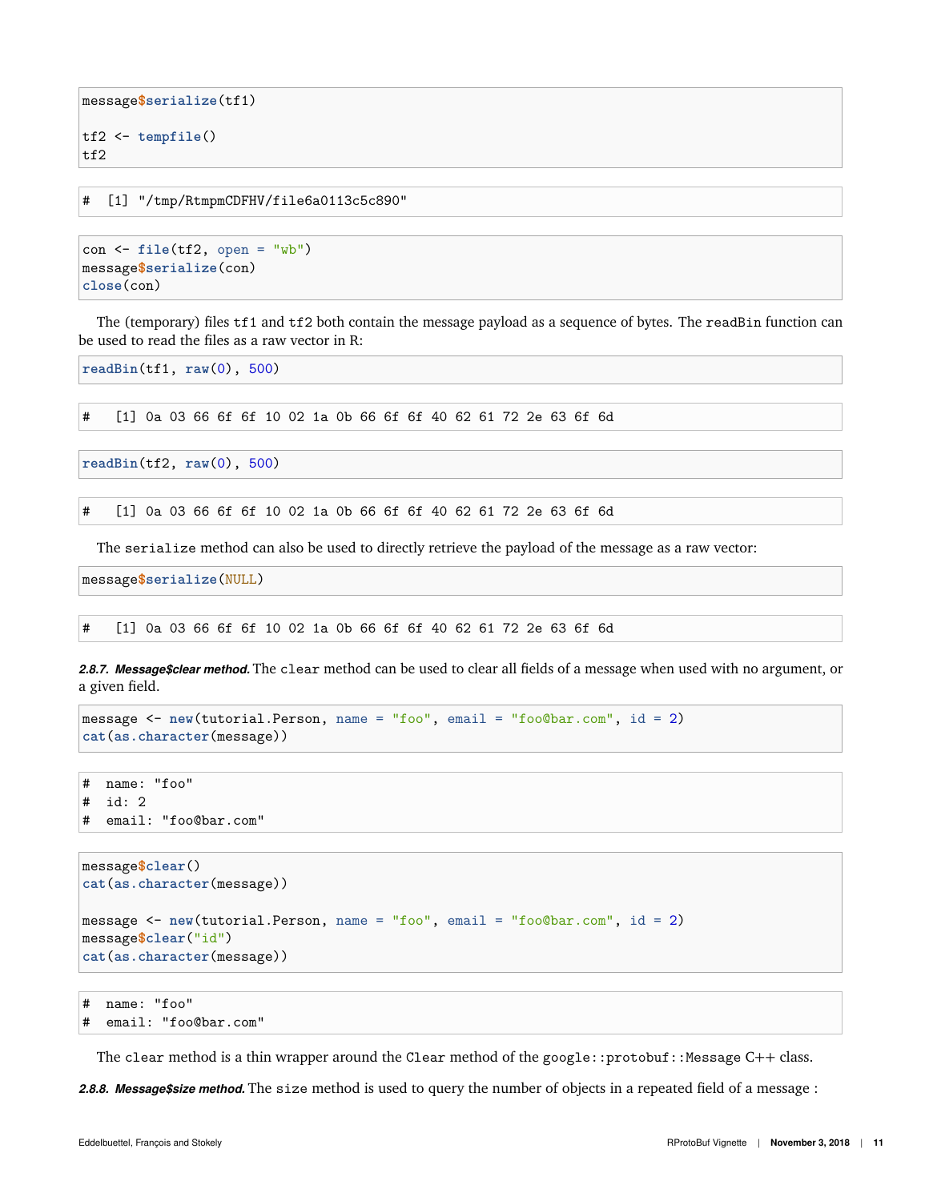```r
message$serialize(tf1)

tf2 <- tempfile()
tf2
```

```
#  [1] "/tmp/RtmpmCDFHV/file6a0113c5c890"
```

```r
con <- file(tf2, open = "wb")
message$serialize(con)
close(con)
```

The (temporary) files `tf1` and `tf2` both contain the message payload as a sequence of bytes. The `readBin` function can be used to read the files as a raw vector in R:

```r
readBin(tf1, raw(0), 500)
```

```
#   [1] 0a 03 66 6f 6f 10 02 1a 0b 66 6f 6f 40 62 61 72 2e 63 6f 6d
```

```r
readBin(tf2, raw(0), 500)
```

```
#   [1] 0a 03 66 6f 6f 10 02 1a 0b 66 6f 6f 40 62 61 72 2e 63 6f 6d
```

The `serialize` method can also be used to directly retrieve the payload of the message as a raw vector:

```r
message$serialize(NULL)
```

```
#   [1] 0a 03 66 6f 6f 10 02 1a 0b 66 6f 6f 40 62 61 72 2e 63 6f 6d
```

***2.8.7. Message$clear method.*** The `clear` method can be used to clear all fields of a message when used with no argument, or a given field.

```r
message <- new(tutorial.Person, name = "foo", email = "foo@bar.com", id = 2)
cat(as.character(message))
```

```
#  name: "foo"
#  id: 2
#  email: "foo@bar.com"
```

```r
message$clear()
cat(as.character(message))

message <- new(tutorial.Person, name = "foo", email = "foo@bar.com", id = 2)
message$clear("id")
cat(as.character(message))
```

```
#  name: "foo"
#  email: "foo@bar.com"
```

The `clear` method is a thin wrapper around the `Clear` method of the `google::protobuf::Message` C++ class.

***2.8.8. Message$size method.*** The `size` method is used to query the number of objects in a repeated field of a message :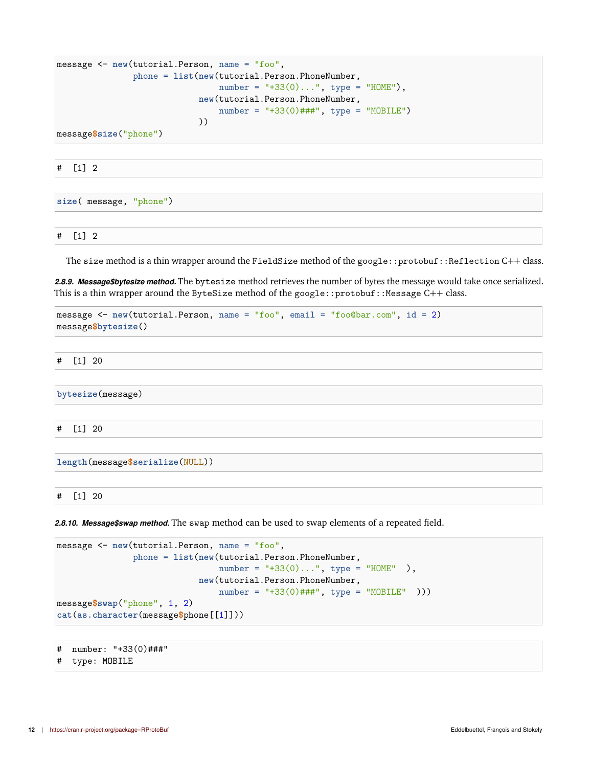```
message <- new(tutorial.Person, name = "foo",
               phone = list(new(tutorial.Person.PhoneNumber,
                                number = "+33(0)...", type = "HOME"),
                            new(tutorial.Person.PhoneNumber,
                                number = "+33(0)###", type = "MOBILE")
                            ))
message$size("phone")
```

```
#  [1] 2
```

```
size( message, "phone")
```

```
#  [1] 2
```

The size method is a thin wrapper around the FieldSize method of the google::protobuf::Reflection C++ class.

***2.8.9. Message$bytesize method.*** The bytesize method retrieves the number of bytes the message would take once serialized. This is a thin wrapper around the ByteSize method of the google::protobuf::Message C++ class.

```
message <- new(tutorial.Person, name = "foo", email = "foo@bar.com", id = 2)
message$bytesize()
```

```
#  [1] 20
```

```
bytesize(message)
```

```
#  [1] 20
```

```
length(message$serialize(NULL))
```

```
#  [1] 20
```

***2.8.10. Message$swap method.*** The swap method can be used to swap elements of a repeated field.

```
message <- new(tutorial.Person, name = "foo",
               phone = list(new(tutorial.Person.PhoneNumber,
                                number = "+33(0)...", type = "HOME"  ),
                            new(tutorial.Person.PhoneNumber,
                                number = "+33(0)###", type = "MOBILE"  )))
message$swap("phone", 1, 2)
cat(as.character(message$phone[[1]]))
```

```
#  number: "+33(0)###"
#  type: MOBILE
```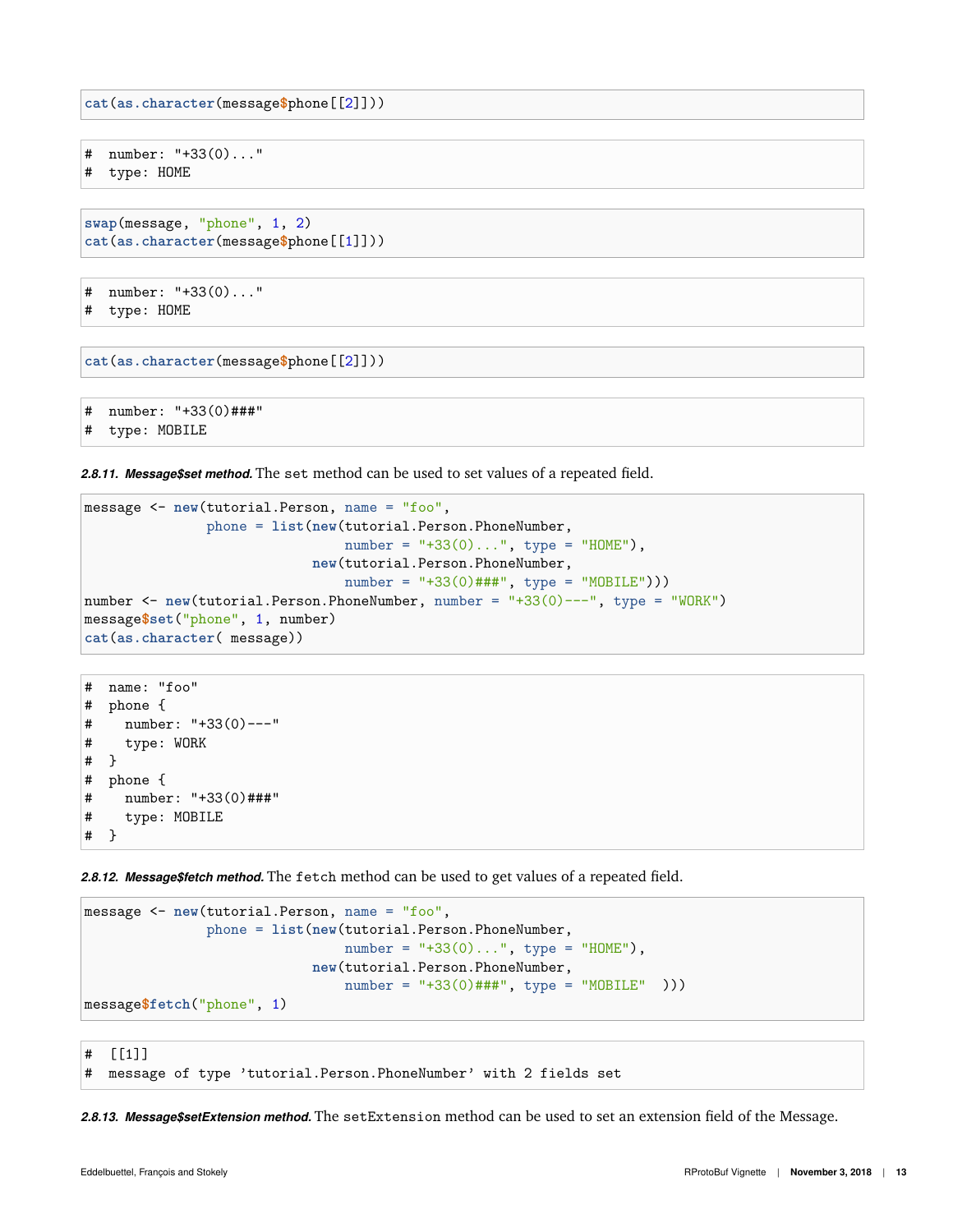```
cat(as.character(message$phone[[2]]))
```

```
#  number: "+33(0)..."
#  type: HOME
```

```
swap(message, "phone", 1, 2)
cat(as.character(message$phone[[1]]))
```

```
#  number: "+33(0)..."
#  type: HOME
```

```
cat(as.character(message$phone[[2]]))
```

```
#  number: "+33(0)###"
#  type: MOBILE
```

***2.8.11. Message$set method.*** The `set` method can be used to set values of a repeated field.

```
message <- new(tutorial.Person, name = "foo",
               phone = list(new(tutorial.Person.PhoneNumber,
                                number = "+33(0)...", type = "HOME"),
                            new(tutorial.Person.PhoneNumber,
                                number = "+33(0)###", type = "MOBILE")))
number <- new(tutorial.Person.PhoneNumber, number = "+33(0)---", type = "WORK")
message$set("phone", 1, number)
cat(as.character( message))
```

```
#  name: "foo"
#  phone {
#    number: "+33(0)---"
#    type: WORK
#  }
#  phone {
#    number: "+33(0)###"
#    type: MOBILE
#  }
```

***2.8.12. Message$fetch method.*** The `fetch` method can be used to get values of a repeated field.

```
message <- new(tutorial.Person, name = "foo",
               phone = list(new(tutorial.Person.PhoneNumber,
                                number = "+33(0)...", type = "HOME"),
                            new(tutorial.Person.PhoneNumber,
                                number = "+33(0)###", type = "MOBILE"  )))
message$fetch("phone", 1)
```

```
#  [[1]]
#  message of type 'tutorial.Person.PhoneNumber' with 2 fields set
```

***2.8.13. Message$setExtension method.*** The `setExtension` method can be used to set an extension field of the Message.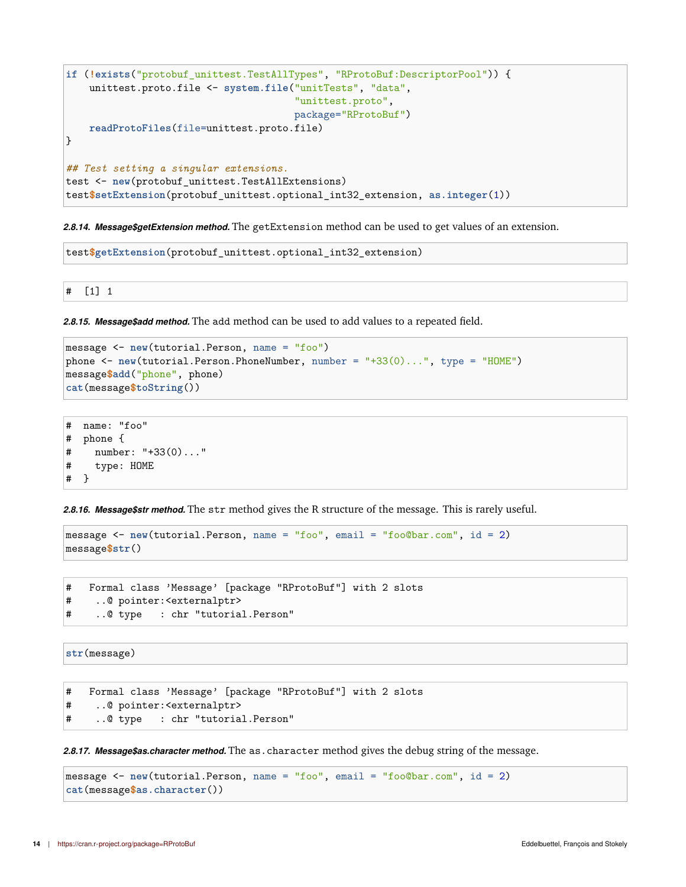```r
if (!exists("protobuf_unittest.TestAllTypes", "RProtoBuf:DescriptorPool")) {
    unittest.proto.file <- system.file("unitTests", "data",
                                       "unittest.proto",
                                       package="RProtoBuf")
    readProtoFiles(file=unittest.proto.file)
}

## Test setting a singular extensions.
test <- new(protobuf_unittest.TestAllExtensions)
test$setExtension(protobuf_unittest.optional_int32_extension, as.integer(1))
```

***2.8.14. Message$getExtension method.*** The `getExtension` method can be used to get values of an extension.

```r
test$getExtension(protobuf_unittest.optional_int32_extension)
```

```
#  [1] 1
```

***2.8.15. Message$add method.*** The `add` method can be used to add values to a repeated field.

```r
message <- new(tutorial.Person, name = "foo")
phone <- new(tutorial.Person.PhoneNumber, number = "+33(0)...", type = "HOME")
message$add("phone", phone)
cat(message$toString())
```

```
#  name: "foo"
#  phone {
#    number: "+33(0)..."
#    type: HOME
#  }
```

***2.8.16. Message$str method.*** The `str` method gives the R structure of the message. This is rarely useful.

```r
message <- new(tutorial.Person, name = "foo", email = "foo@bar.com", id = 2)
message$str()
```

```
#   Formal class 'Message' [package "RProtoBuf"] with 2 slots
#    ..@ pointer:<externalptr>
#    ..@ type   : chr "tutorial.Person"
```

```r
str(message)
```

```
#   Formal class 'Message' [package "RProtoBuf"] with 2 slots
#    ..@ pointer:<externalptr>
#    ..@ type   : chr "tutorial.Person"
```

***2.8.17. Message$as.character method.*** The `as.character` method gives the debug string of the message.

```r
message <- new(tutorial.Person, name = "foo", email = "foo@bar.com", id = 2)
cat(message$as.character())
```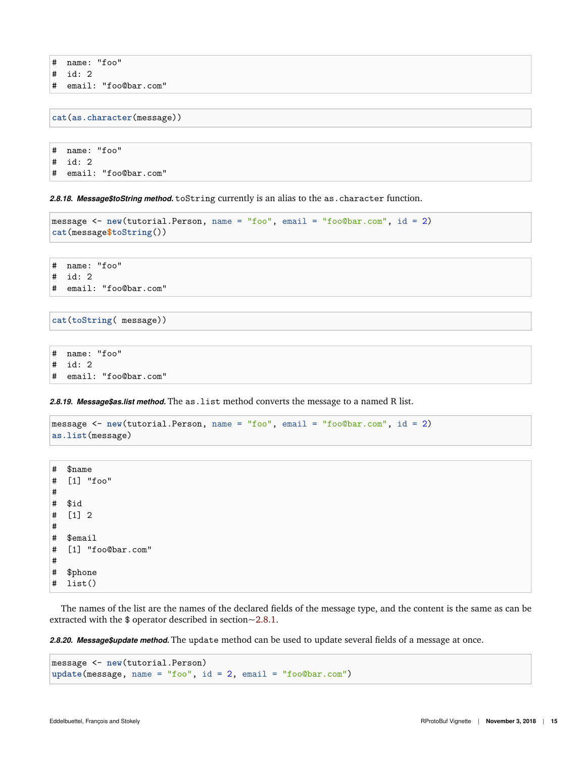```
#  name: "foo"
#  id: 2
#  email: "foo@bar.com"
```

```
cat(as.character(message))
```

```
#  name: "foo"
#  id: 2
#  email: "foo@bar.com"
```

***2.8.18. Message$toString method.*** `toString` currently is an alias to the `as.character` function.

```
message <- new(tutorial.Person, name = "foo", email = "foo@bar.com", id = 2)
cat(message$toString())
```

```
#  name: "foo"
#  id: 2
#  email: "foo@bar.com"
```

```
cat(toString( message))
```

```
#  name: "foo"
#  id: 2
#  email: "foo@bar.com"
```

***2.8.19. Message$as.list method.*** The `as.list` method converts the message to a named R list.

```
message <- new(tutorial.Person, name = "foo", email = "foo@bar.com", id = 2)
as.list(message)
```

```
#  $name
#  [1] "foo"
#
#  $id
#  [1] 2
#
#  $email
#  [1] "foo@bar.com"
#
#  $phone
#  list()
```

The names of the list are the names of the declared fields of the message type, and the content is the same as can be extracted with the $ operator described in section~2.8.1.

***2.8.20. Message$update method.*** The `update` method can be used to update several fields of a message at once.

```
message <- new(tutorial.Person)
update(message, name = "foo", id = 2, email = "foo@bar.com")
```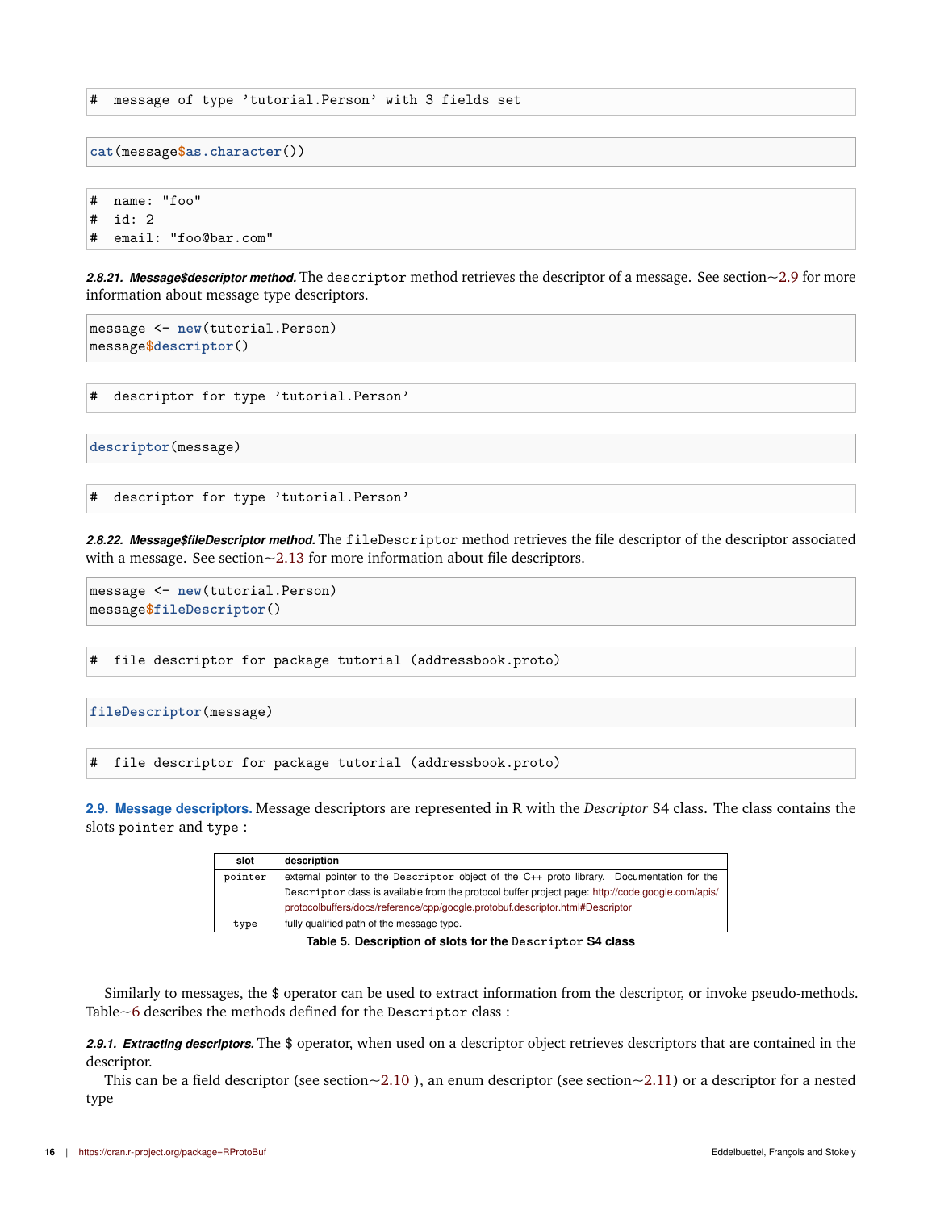```
#  message of type 'tutorial.Person' with 3 fields set
```

```
cat(message$as.character())
```

```
#  name: "foo"
#  id: 2
#  email: "foo@bar.com"
```

***2.8.21. Message$descriptor method.*** The `descriptor` method retrieves the descriptor of a message. See section~2.9 for more information about message type descriptors.

```
message <- new(tutorial.Person)
message$descriptor()
```

```
#  descriptor for type 'tutorial.Person'
```

```
descriptor(message)
```

```
#  descriptor for type 'tutorial.Person'
```

***2.8.22. Message$fileDescriptor method.*** The `fileDescriptor` method retrieves the file descriptor of the descriptor associated with a message. See section~2.13 for more information about file descriptors.

```
message <- new(tutorial.Person)
message$fileDescriptor()
```

```
#  file descriptor for package tutorial (addressbook.proto)
```

```
fileDescriptor(message)
```

```
#  file descriptor for package tutorial (addressbook.proto)
```

## 2.9. Message descriptors.

Message descriptors are represented in R with the *Descriptor* S4 class. The class contains the slots `pointer` and `type` :

| slot | description |
|---|---|
| `pointer` | external pointer to the `Descriptor` object of the C++ proto library. Documentation for the `Descriptor` class is available from the protocol buffer project page: http://code.google.com/apis/protocolbuffers/docs/reference/cpp/google.protobuf.descriptor.html#Descriptor |
| `type` | fully qualified path of the message type. |

**Table 5. Description of slots for the `Descriptor` S4 class**

Similarly to messages, the $ operator can be used to extract information from the descriptor, or invoke pseudo-methods. Table~6 describes the methods defined for the `Descriptor` class :

***2.9.1. Extracting descriptors.*** The $ operator, when used on a descriptor object retrieves descriptors that are contained in the descriptor.

This can be a field descriptor (see section~2.10 ), an enum descriptor (see section~2.11) or a descriptor for a nested type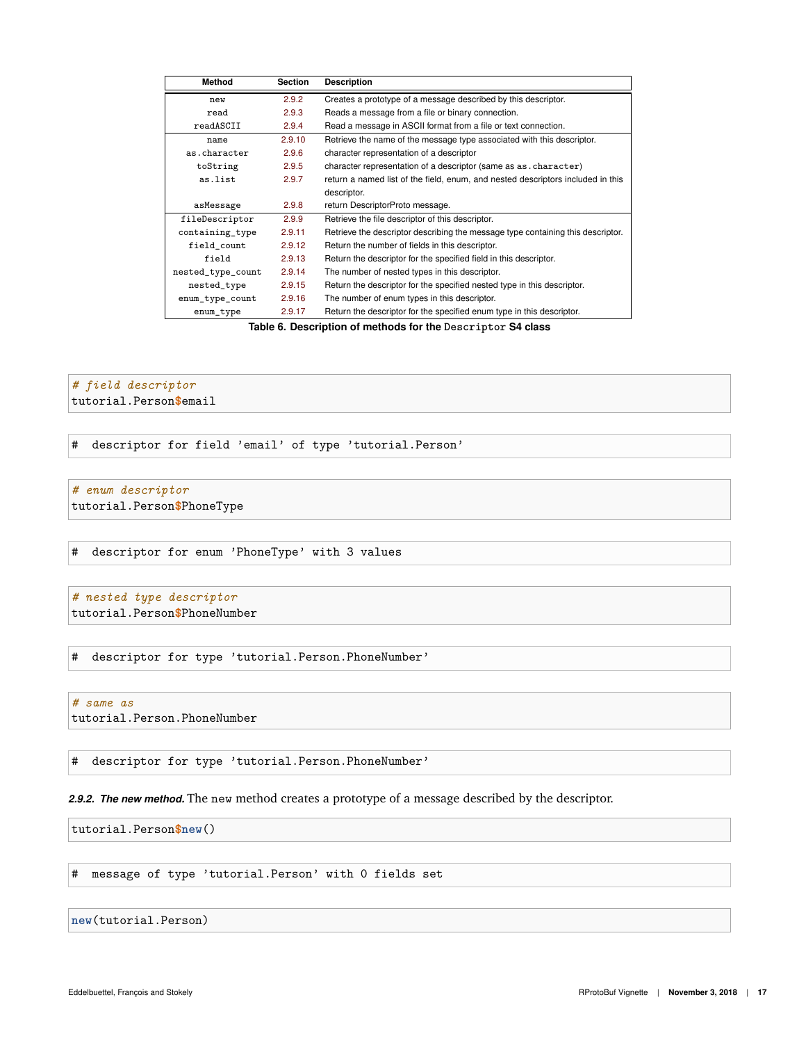| Method | Section | Description |
|---|---|---|
| `new` | 2.9.2 | Creates a prototype of a message described by this descriptor. |
| `read` | 2.9.3 | Reads a message from a file or binary connection. |
| `readASCII` | 2.9.4 | Read a message in ASCII format from a file or text connection. |
| `name` | 2.9.10 | Retrieve the name of the message type associated with this descriptor. |
| `as.character` | 2.9.6 | character representation of a descriptor |
| `toString` | 2.9.5 | character representation of a descriptor (same as `as.character`) |
| `as.list` | 2.9.7 | return a named list of the field, enum, and nested descriptors included in this descriptor. |
| `asMessage` | 2.9.8 | return DescriptorProto message. |
| `fileDescriptor` | 2.9.9 | Retrieve the file descriptor of this descriptor. |
| `containing_type` | 2.9.11 | Retrieve the descriptor describing the message type containing this descriptor. |
| `field_count` | 2.9.12 | Return the number of fields in this descriptor. |
| `field` | 2.9.13 | Return the descriptor for the specified field in this descriptor. |
| `nested_type_count` | 2.9.14 | The number of nested types in this descriptor. |
| `nested_type` | 2.9.15 | Return the descriptor for the specified nested type in this descriptor. |
| `enum_type_count` | 2.9.16 | The number of enum types in this descriptor. |
| `enum_type` | 2.9.17 | Return the descriptor for the specified enum type in this descriptor. |

**Table 6. Description of methods for the `Descriptor` S4 class**

```
# field descriptor
tutorial.Person$email
```

```
#  descriptor for field 'email' of type 'tutorial.Person'
```

```
# enum descriptor
tutorial.Person$PhoneType
```

```
#  descriptor for enum 'PhoneType' with 3 values
```

```
# nested type descriptor
tutorial.Person$PhoneNumber
```

```
#  descriptor for type 'tutorial.Person.PhoneNumber'
```

```
# same as
tutorial.Person.PhoneNumber
```

```
#  descriptor for type 'tutorial.Person.PhoneNumber'
```

***2.9.2. The new method.*** The `new` method creates a prototype of a message described by the descriptor.

```
tutorial.Person$new()
```

```
#  message of type 'tutorial.Person' with 0 fields set
```

```
new(tutorial.Person)
```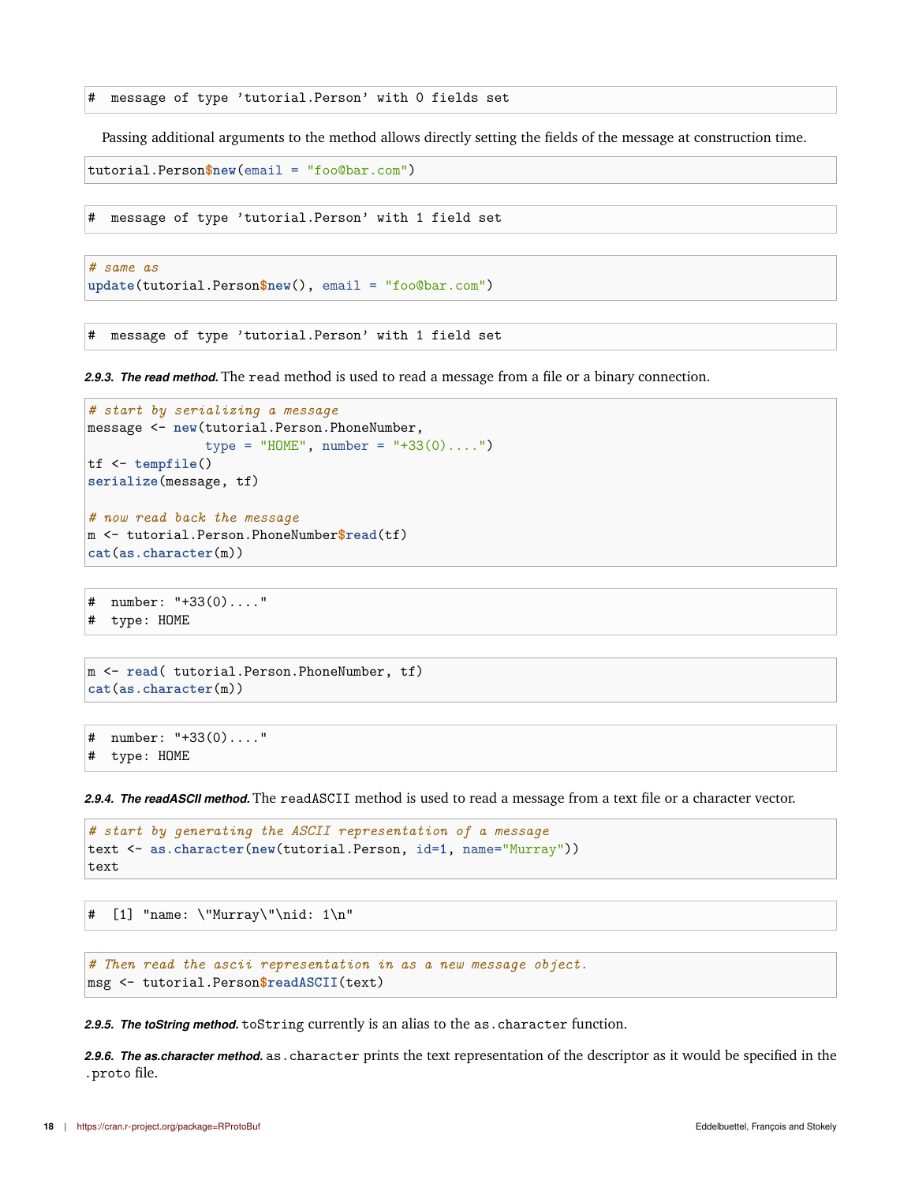```
#  message of type 'tutorial.Person' with 0 fields set
```

Passing additional arguments to the method allows directly setting the fields of the message at construction time.

```
tutorial.Person$new(email = "foo@bar.com")
```

```
#  message of type 'tutorial.Person' with 1 field set
```

```
# same as
update(tutorial.Person$new(), email = "foo@bar.com")
```

```
#  message of type 'tutorial.Person' with 1 field set
```

***2.9.3. The read method.*** The `read` method is used to read a message from a file or a binary connection.

```
# start by serializing a message
message <- new(tutorial.Person.PhoneNumber,
               type = "HOME", number = "+33(0)....")
tf <- tempfile()
serialize(message, tf)

# now read back the message
m <- tutorial.Person.PhoneNumber$read(tf)
cat(as.character(m))
```

```
#  number: "+33(0)...."
#  type: HOME
```

```
m <- read( tutorial.Person.PhoneNumber, tf)
cat(as.character(m))
```

```
#  number: "+33(0)...."
#  type: HOME
```

***2.9.4. The readASCII method.*** The `readASCII` method is used to read a message from a text file or a character vector.

```
# start by generating the ASCII representation of a message
text <- as.character(new(tutorial.Person, id=1, name="Murray"))
text
```

```
#  [1] "name: \"Murray\"\nid: 1\n"
```

```
# Then read the ascii representation in as a new message object.
msg <- tutorial.Person$readASCII(text)
```

***2.9.5. The toString method.*** `toString` currently is an alias to the `as.character` function.

***2.9.6. The as.character method.*** `as.character` prints the text representation of the descriptor as it would be specified in the `.proto` file.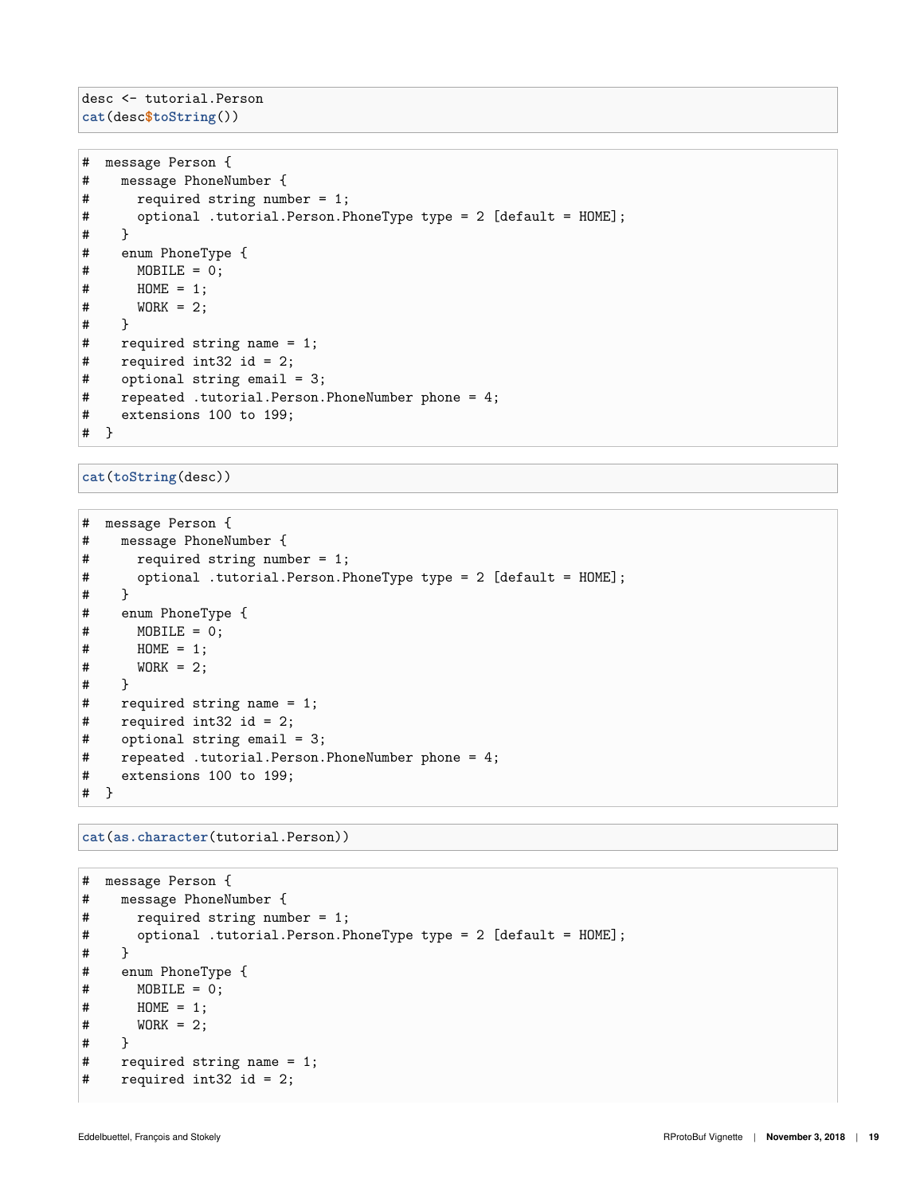```
desc <- tutorial.Person
cat(desc$toString())
```

```
#  message Person {
#    message PhoneNumber {
#      required string number = 1;
#      optional .tutorial.Person.PhoneType type = 2 [default = HOME];
#    }
#    enum PhoneType {
#      MOBILE = 0;
#      HOME = 1;
#      WORK = 2;
#    }
#    required string name = 1;
#    required int32 id = 2;
#    optional string email = 3;
#    repeated .tutorial.Person.PhoneNumber phone = 4;
#    extensions 100 to 199;
#  }
```

```
cat(toString(desc))
```

```
#  message Person {
#    message PhoneNumber {
#      required string number = 1;
#      optional .tutorial.Person.PhoneType type = 2 [default = HOME];
#    }
#    enum PhoneType {
#      MOBILE = 0;
#      HOME = 1;
#      WORK = 2;
#    }
#    required string name = 1;
#    required int32 id = 2;
#    optional string email = 3;
#    repeated .tutorial.Person.PhoneNumber phone = 4;
#    extensions 100 to 199;
#  }
```

```
cat(as.character(tutorial.Person))
```

```
#  message Person {
#    message PhoneNumber {
#      required string number = 1;
#      optional .tutorial.Person.PhoneType type = 2 [default = HOME];
#    }
#    enum PhoneType {
#      MOBILE = 0;
#      HOME = 1;
#      WORK = 2;
#    }
#    required string name = 1;
#    required int32 id = 2;
```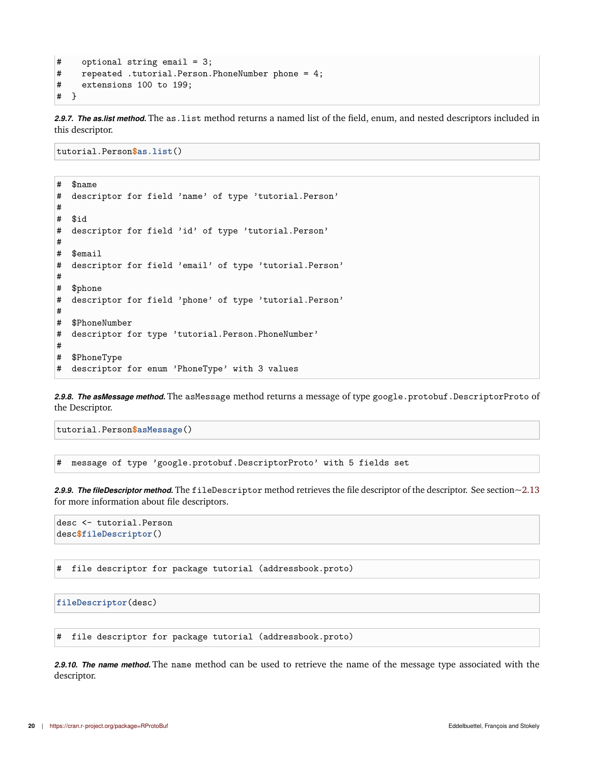```
#    optional string email = 3;
#    repeated .tutorial.Person.PhoneNumber phone = 4;
#    extensions 100 to 199;
#  }
```

***2.9.7. The as.list method.*** The `as.list` method returns a named list of the field, enum, and nested descriptors included in this descriptor.

```
tutorial.Person$as.list()
```

```
#  $name
#  descriptor for field 'name' of type 'tutorial.Person'
#
#  $id
#  descriptor for field 'id' of type 'tutorial.Person'
#
#  $email
#  descriptor for field 'email' of type 'tutorial.Person'
#
#  $phone
#  descriptor for field 'phone' of type 'tutorial.Person'
#
#  $PhoneNumber
#  descriptor for type 'tutorial.Person.PhoneNumber'
#
#  $PhoneType
#  descriptor for enum 'PhoneType' with 3 values
```

***2.9.8. The asMessage method.*** The `asMessage` method returns a message of type `google.protobuf.DescriptorProto` of the Descriptor.

```
tutorial.Person$asMessage()
```

```
#  message of type 'google.protobuf.DescriptorProto' with 5 fields set
```

***2.9.9. The fileDescriptor method.*** The `fileDescriptor` method retrieves the file descriptor of the descriptor. See section~2.13 for more information about file descriptors.

```
desc <- tutorial.Person
desc$fileDescriptor()
```

```
#  file descriptor for package tutorial (addressbook.proto)
```

```
fileDescriptor(desc)
```

```
#  file descriptor for package tutorial (addressbook.proto)
```

***2.9.10. The name method.*** The `name` method can be used to retrieve the name of the message type associated with the descriptor.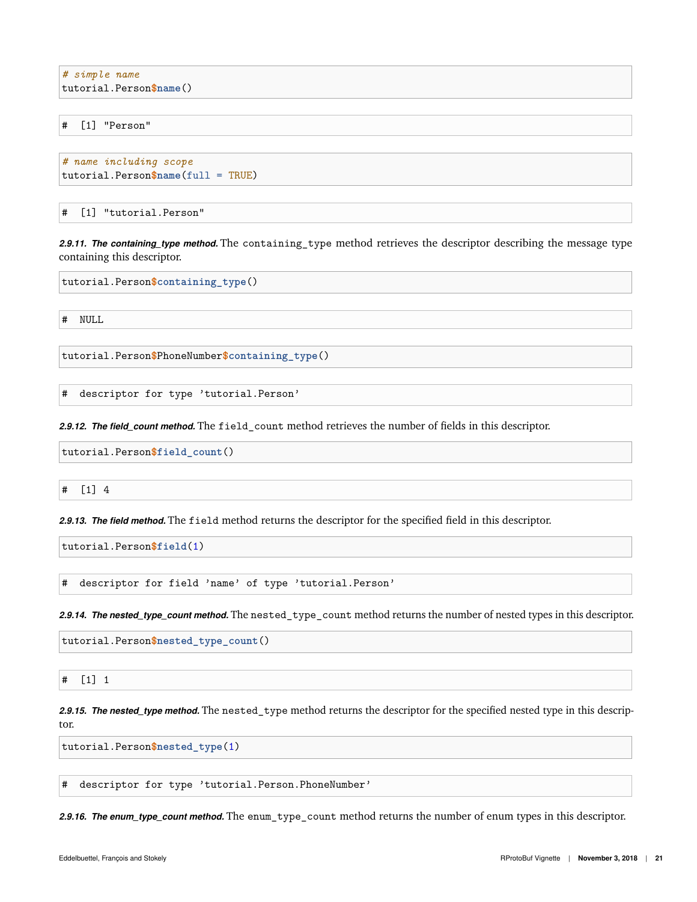```r
# simple name
tutorial.Person$name()
```

```
#  [1] "Person"
```

```r
# name including scope
tutorial.Person$name(full = TRUE)
```

```
#  [1] "tutorial.Person"
```

***2.9.11. The containing_type method.*** The `containing_type` method retrieves the descriptor describing the message type containing this descriptor.

```r
tutorial.Person$containing_type()
```

```
#  NULL
```

```r
tutorial.Person$PhoneNumber$containing_type()
```

```
#  descriptor for type 'tutorial.Person'
```

***2.9.12. The field_count method.*** The `field_count` method retrieves the number of fields in this descriptor.

```r
tutorial.Person$field_count()
```

```
#  [1] 4
```

***2.9.13. The field method.*** The `field` method returns the descriptor for the specified field in this descriptor.

```r
tutorial.Person$field(1)
```

```
#  descriptor for field 'name' of type 'tutorial.Person'
```

***2.9.14. The nested_type_count method.*** The `nested_type_count` method returns the number of nested types in this descriptor.

```r
tutorial.Person$nested_type_count()
```

```
#  [1] 1
```

***2.9.15. The nested_type method.*** The `nested_type` method returns the descriptor for the specified nested type in this descriptor.

```r
tutorial.Person$nested_type(1)
```

```
#  descriptor for type 'tutorial.Person.PhoneNumber'
```

***2.9.16. The enum_type_count method.*** The `enum_type_count` method returns the number of enum types in this descriptor.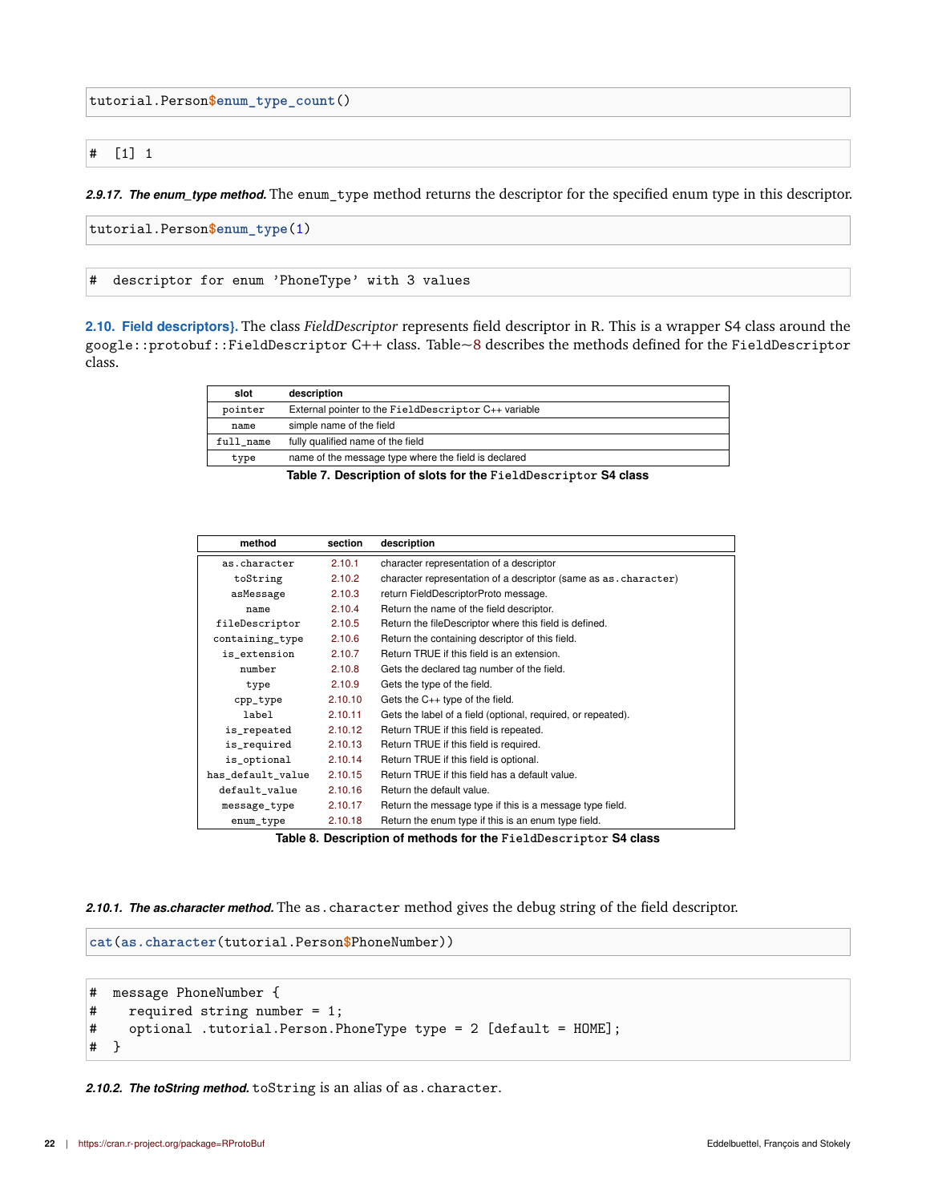```
tutorial.Person$enum_type_count()
```

```
#  [1] 1
```

***2.9.17. The enum_type method.*** The `enum_type` method returns the descriptor for the specified enum type in this descriptor.

```
tutorial.Person$enum_type(1)
```

```
#  descriptor for enum 'PhoneType' with 3 values
```

## 2.10. Field descriptors}.

The class *FieldDescriptor* represents field descriptor in R. This is a wrapper S4 class around the `google::protobuf::FieldDescriptor` C++ class. Table~8 describes the methods defined for the `FieldDescriptor` class.

| slot | description |
|---|---|
| `pointer` | External pointer to the `FieldDescriptor` C++ variable |
| `name` | simple name of the field |
| `full_name` | fully qualified name of the field |
| `type` | name of the message type where the field is declared |

**Table 7. Description of slots for the `FieldDescriptor` S4 class**

| method | section | description |
|---|---|---|
| `as.character` | 2.10.1 | character representation of a descriptor |
| `toString` | 2.10.2 | character representation of a descriptor (same as `as.character`) |
| `asMessage` | 2.10.3 | return FieldDescriptorProto message. |
| `name` | 2.10.4 | Return the name of the field descriptor. |
| `fileDescriptor` | 2.10.5 | Return the fileDescriptor where this field is defined. |
| `containing_type` | 2.10.6 | Return the containing descriptor of this field. |
| `is_extension` | 2.10.7 | Return TRUE if this field is an extension. |
| `number` | 2.10.8 | Gets the declared tag number of the field. |
| `type` | 2.10.9 | Gets the type of the field. |
| `cpp_type` | 2.10.10 | Gets the C++ type of the field. |
| `label` | 2.10.11 | Gets the label of a field (optional, required, or repeated). |
| `is_repeated` | 2.10.12 | Return TRUE if this field is repeated. |
| `is_required` | 2.10.13 | Return TRUE if this field is required. |
| `is_optional` | 2.10.14 | Return TRUE if this field is optional. |
| `has_default_value` | 2.10.15 | Return TRUE if this field has a default value. |
| `default_value` | 2.10.16 | Return the default value. |
| `message_type` | 2.10.17 | Return the message type if this is a message type field. |
| `enum_type` | 2.10.18 | Return the enum type if this is an enum type field. |

**Table 8. Description of methods for the `FieldDescriptor` S4 class**

***2.10.1. The as.character method.*** The `as.character` method gives the debug string of the field descriptor.

```
cat(as.character(tutorial.Person$PhoneNumber))
```

```
#  message PhoneNumber {
#    required string number = 1;
#    optional .tutorial.Person.PhoneType type = 2 [default = HOME];
#  }
```

***2.10.2. The toString method.*** `toString` is an alias of `as.character`.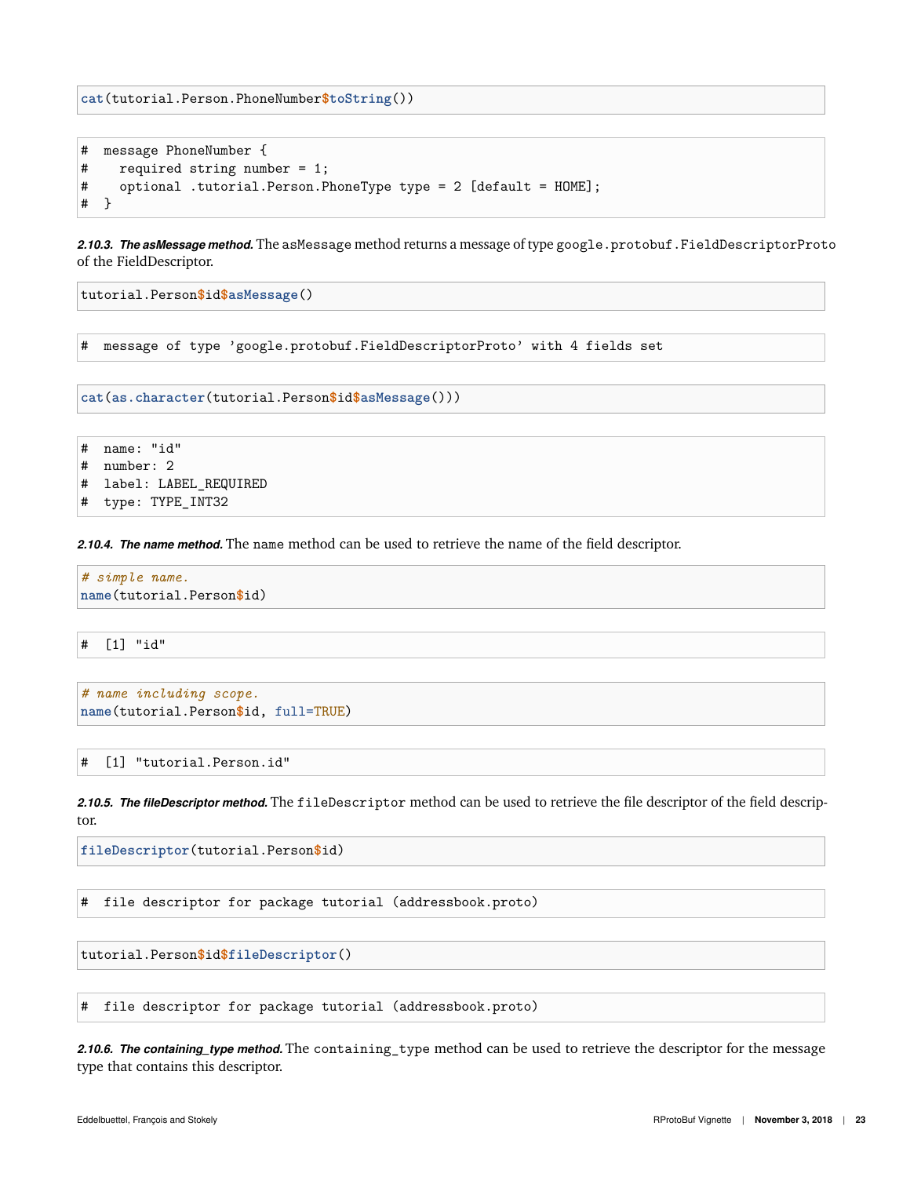```
cat(tutorial.Person.PhoneNumber$toString())
```

```
#  message PhoneNumber {
#    required string number = 1;
#    optional .tutorial.Person.PhoneType type = 2 [default = HOME];
#  }
```

***2.10.3. The asMessage method.*** The `asMessage` method returns a message of type `google.protobuf.FieldDescriptorProto` of the FieldDescriptor.

```
tutorial.Person$id$asMessage()
```

```
#  message of type 'google.protobuf.FieldDescriptorProto' with 4 fields set
```

```
cat(as.character(tutorial.Person$id$asMessage()))
```

```
#  name: "id"
#  number: 2
#  label: LABEL_REQUIRED
#  type: TYPE_INT32
```

***2.10.4. The name method.*** The `name` method can be used to retrieve the name of the field descriptor.

```
# simple name.
name(tutorial.Person$id)
```

```
#  [1] "id"
```

```
# name including scope.
name(tutorial.Person$id, full=TRUE)
```

```
#  [1] "tutorial.Person.id"
```

***2.10.5. The fileDescriptor method.*** The `fileDescriptor` method can be used to retrieve the file descriptor of the field descriptor.

```
fileDescriptor(tutorial.Person$id)
```

```
#  file descriptor for package tutorial (addressbook.proto)
```

```
tutorial.Person$id$fileDescriptor()
```

```
#  file descriptor for package tutorial (addressbook.proto)
```

***2.10.6. The containing_type method.*** The `containing_type` method can be used to retrieve the descriptor for the message type that contains this descriptor.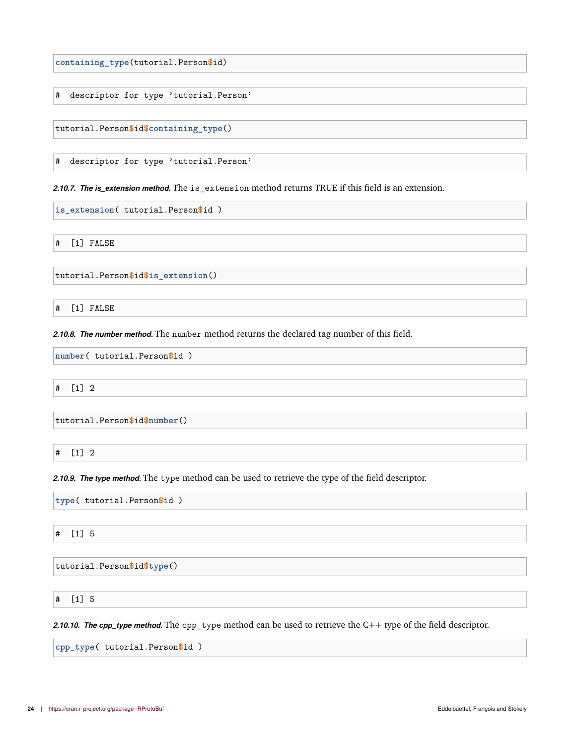```
containing_type(tutorial.Person$id)
```

```
#  descriptor for type 'tutorial.Person'
```

```
tutorial.Person$id$containing_type()
```

```
#  descriptor for type 'tutorial.Person'
```

***2.10.7. The is_extension method.*** The `is_extension` method returns TRUE if this field is an extension.

```
is_extension( tutorial.Person$id )
```

```
#  [1] FALSE
```

```
tutorial.Person$id$is_extension()
```

```
#  [1] FALSE
```

***2.10.8. The number method.*** The `number` method returns the declared tag number of this field.

```
number( tutorial.Person$id )
```

```
#  [1] 2
```

```
tutorial.Person$id$number()
```

```
#  [1] 2
```

***2.10.9. The type method.*** The `type` method can be used to retrieve the type of the field descriptor.

```
type( tutorial.Person$id )
```

```
#  [1] 5
```

```
tutorial.Person$id$type()
```

```
#  [1] 5
```

***2.10.10. The cpp_type method.*** The `cpp_type` method can be used to retrieve the C++ type of the field descriptor.

```
cpp_type( tutorial.Person$id )
```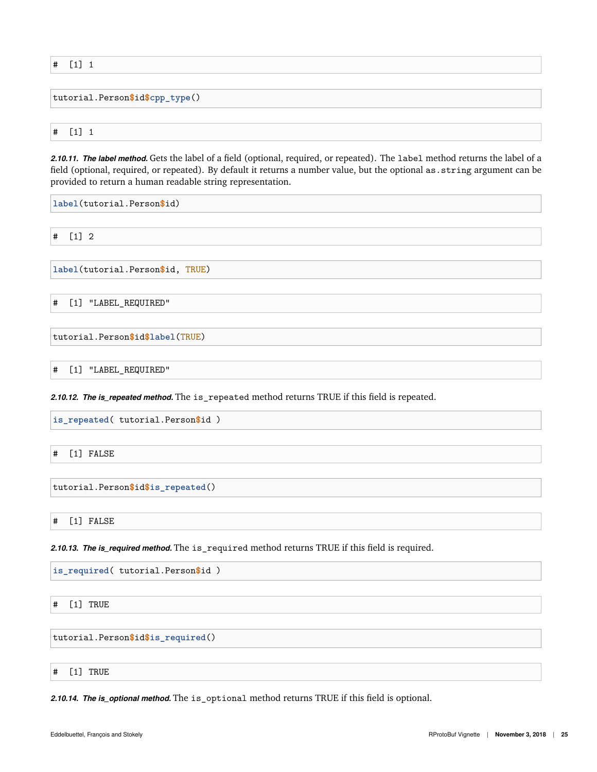```
#  [1] 1
```

```
tutorial.Person$id$cpp_type()
```

```
#  [1] 1
```

***2.10.11. The label method.*** Gets the label of a field (optional, required, or repeated). The `label` method returns the label of a field (optional, required, or repeated). By default it returns a number value, but the optional `as.string` argument can be provided to return a human readable string representation.

```
label(tutorial.Person$id)
```

```
#  [1] 2
```

```
label(tutorial.Person$id, TRUE)
```

```
#  [1] "LABEL_REQUIRED"
```

```
tutorial.Person$id$label(TRUE)
```

```
#  [1] "LABEL_REQUIRED"
```

***2.10.12. The is_repeated method.*** The `is_repeated` method returns TRUE if this field is repeated.

```
is_repeated( tutorial.Person$id )
```

```
#  [1] FALSE
```

```
tutorial.Person$id$is_repeated()
```

```
#  [1] FALSE
```

***2.10.13. The is_required method.*** The `is_required` method returns TRUE if this field is required.

```
is_required( tutorial.Person$id )
```

```
#  [1] TRUE
```

```
tutorial.Person$id$is_required()
```

```
#  [1] TRUE
```

***2.10.14. The is_optional method.*** The `is_optional` method returns TRUE if this field is optional.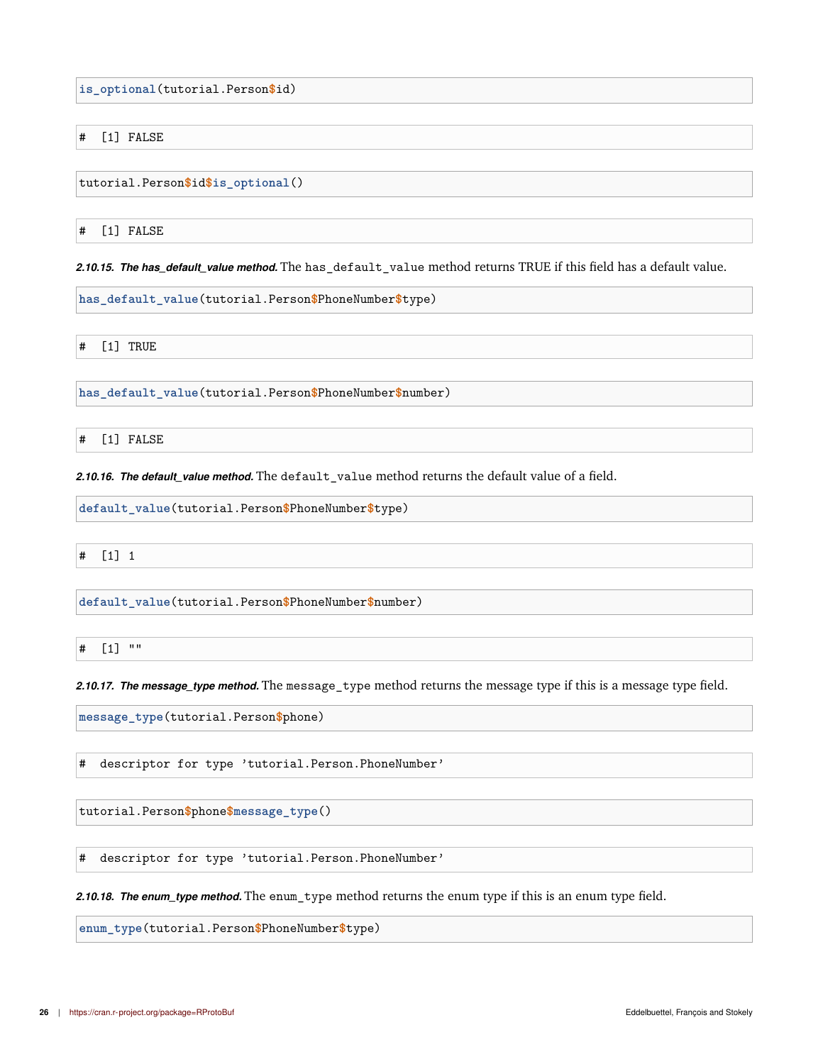```
is_optional(tutorial.Person$id)
```

```
#  [1] FALSE
```

```
tutorial.Person$id$is_optional()
```

```
#  [1] FALSE
```

***2.10.15. The has_default_value method.*** The `has_default_value` method returns TRUE if this field has a default value.

```
has_default_value(tutorial.Person$PhoneNumber$type)
```

```
#  [1] TRUE
```

```
has_default_value(tutorial.Person$PhoneNumber$number)
```

```
#  [1] FALSE
```

***2.10.16. The default_value method.*** The `default_value` method returns the default value of a field.

```
default_value(tutorial.Person$PhoneNumber$type)
```

```
#  [1] 1
```

```
default_value(tutorial.Person$PhoneNumber$number)
```

```
#  [1] ""
```

***2.10.17. The message_type method.*** The `message_type` method returns the message type if this is a message type field.

```
message_type(tutorial.Person$phone)
```

```
#  descriptor for type 'tutorial.Person.PhoneNumber'
```

```
tutorial.Person$phone$message_type()
```

```
#  descriptor for type 'tutorial.Person.PhoneNumber'
```

***2.10.18. The enum_type method.*** The `enum_type` method returns the enum type if this is an enum type field.

```
enum_type(tutorial.Person$PhoneNumber$type)
```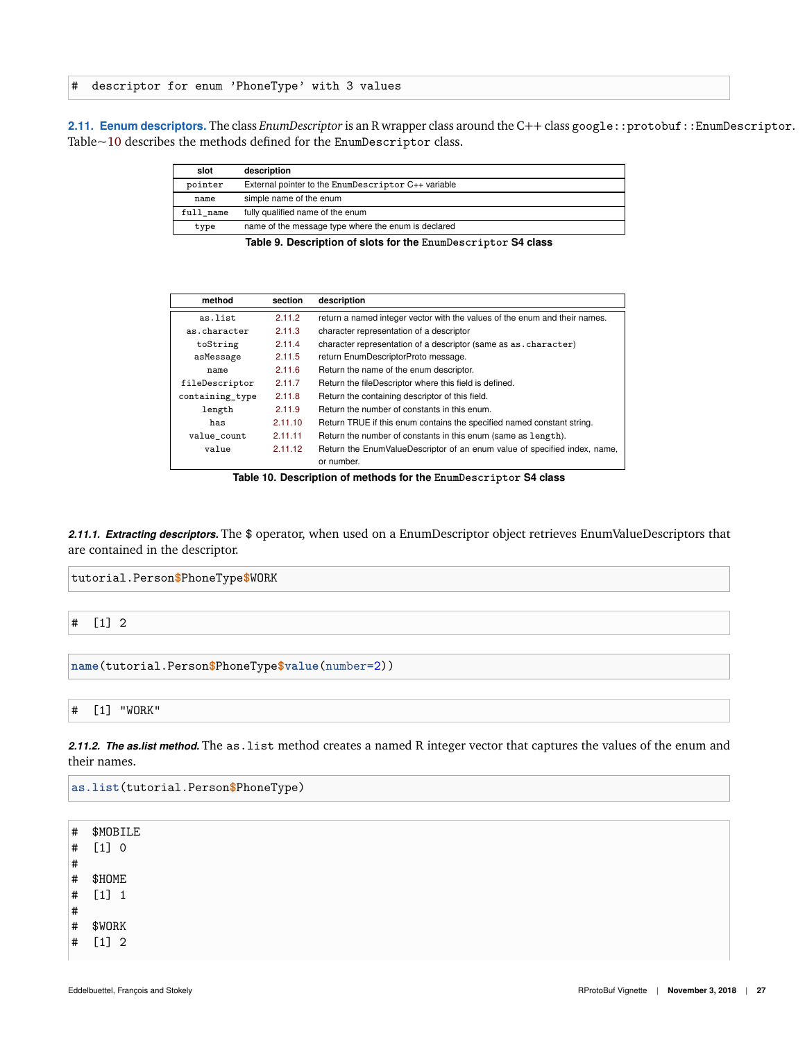```
#  descriptor for enum 'PhoneType' with 3 values
```

**2.11. Eenum descriptors.** The class *EnumDescriptor* is an R wrapper class around the C++ class `google::protobuf::EnumDescriptor`. Table~10 describes the methods defined for the `EnumDescriptor` class.

| slot | description |
|---|---|
| `pointer` | External pointer to the `EnumDescriptor` C++ variable |
| `name` | simple name of the enum |
| `full_name` | fully qualified name of the enum |
| `type` | name of the message type where the enum is declared |

**Table 9. Description of slots for the `EnumDescriptor` S4 class**

| method | section | description |
|---|---|---|
| `as.list` | 2.11.2 | return a named integer vector with the values of the enum and their names. |
| `as.character` | 2.11.3 | character representation of a descriptor |
| `toString` | 2.11.4 | character representation of a descriptor (same as `as.character`) |
| `asMessage` | 2.11.5 | return EnumDescriptorProto message. |
| `name` | 2.11.6 | Return the name of the enum descriptor. |
| `fileDescriptor` | 2.11.7 | Return the fileDescriptor where this field is defined. |
| `containing_type` | 2.11.8 | Return the containing descriptor of this field. |
| `length` | 2.11.9 | Return the number of constants in this enum. |
| `has` | 2.11.10 | Return TRUE if this enum contains the specified named constant string. |
| `value_count` | 2.11.11 | Return the number of constants in this enum (same as `length`). |
| `value` | 2.11.12 | Return the EnumValueDescriptor of an enum value of specified index, name, or number. |

**Table 10. Description of methods for the `EnumDescriptor` S4 class**

***2.11.1. Extracting descriptors.*** The $ operator, when used on a EnumDescriptor object retrieves EnumValueDescriptors that are contained in the descriptor.

```
tutorial.Person$PhoneType$WORK
```

```
#  [1] 2
```

```
name(tutorial.Person$PhoneType$value(number=2))
```

```
#  [1] "WORK"
```

***2.11.2. The as.list method.*** The `as.list` method creates a named R integer vector that captures the values of the enum and their names.

```
as.list(tutorial.Person$PhoneType)
```

```
#  $MOBILE
#  [1] 0
#
#  $HOME
#  [1] 1
#
#  $WORK
#  [1] 2
```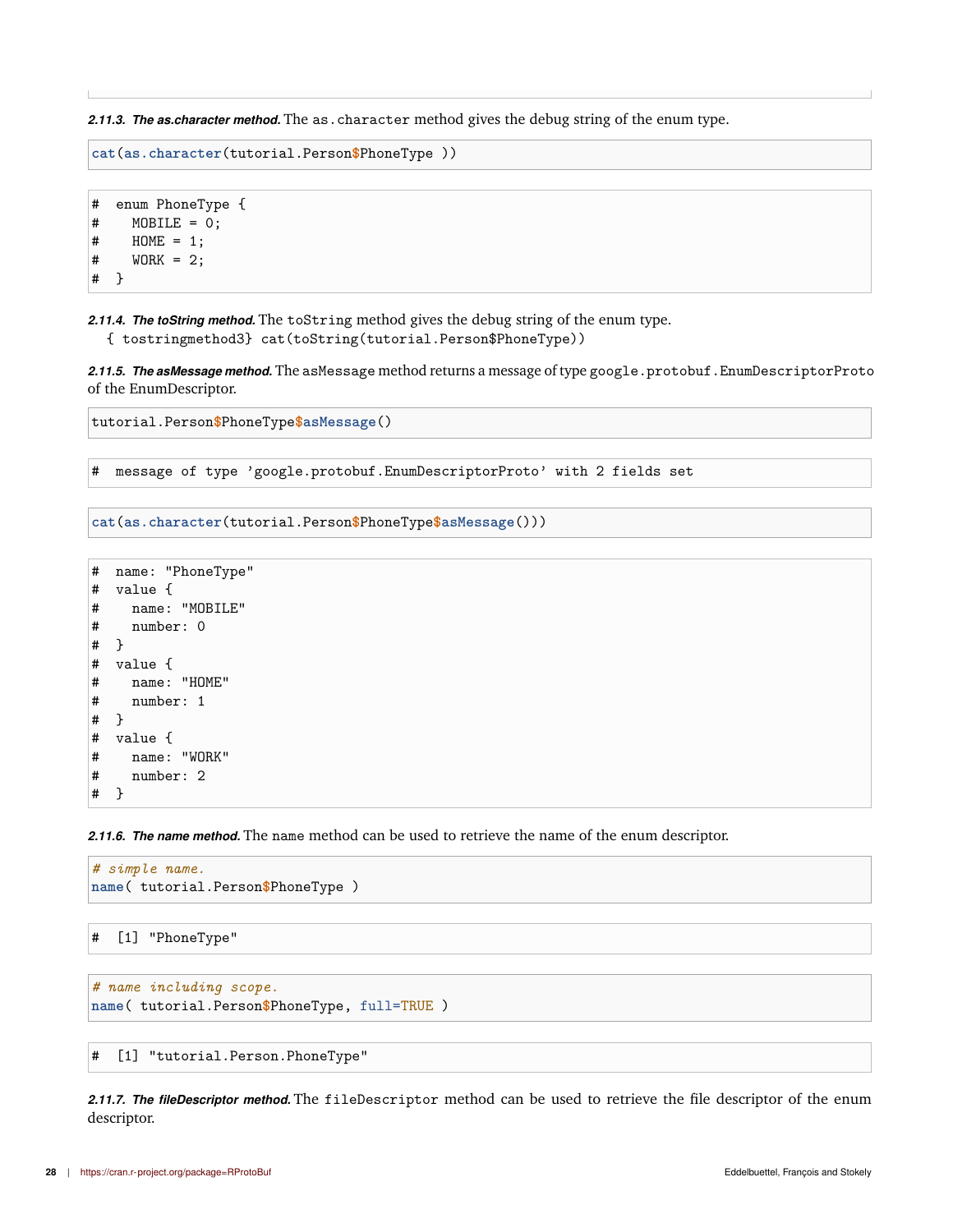#### 2.11.3. The as.character method.

The `as.character` method gives the debug string of the enum type.

```
cat(as.character(tutorial.Person$PhoneType ))
```

```
#  enum PhoneType {
#    MOBILE = 0;
#    HOME = 1;
#    WORK = 2;
#  }
```

#### 2.11.4. The toString method.

The `toString` method gives the debug string of the enum type.
{ tostringmethod3} cat(toString(tutorial.Person$PhoneType))

#### 2.11.5. The asMessage method.

The `asMessage` method returns a message of type `google.protobuf.EnumDescriptorProto` of the EnumDescriptor.

```
tutorial.Person$PhoneType$asMessage()
```

```
#  message of type 'google.protobuf.EnumDescriptorProto' with 2 fields set
```

```
cat(as.character(tutorial.Person$PhoneType$asMessage()))
```

```
#  name: "PhoneType"
#  value {
#    name: "MOBILE"
#    number: 0
#  }
#  value {
#    name: "HOME"
#    number: 1
#  }
#  value {
#    name: "WORK"
#    number: 2
#  }
```

#### 2.11.6. The name method.

The `name` method can be used to retrieve the name of the enum descriptor.

```
# simple name.
name( tutorial.Person$PhoneType )
```

```
#  [1] "PhoneType"
```

```
# name including scope.
name( tutorial.Person$PhoneType, full=TRUE )
```

```
#  [1] "tutorial.Person.PhoneType"
```

#### 2.11.7. The fileDescriptor method.

The `fileDescriptor` method can be used to retrieve the file descriptor of the enum descriptor.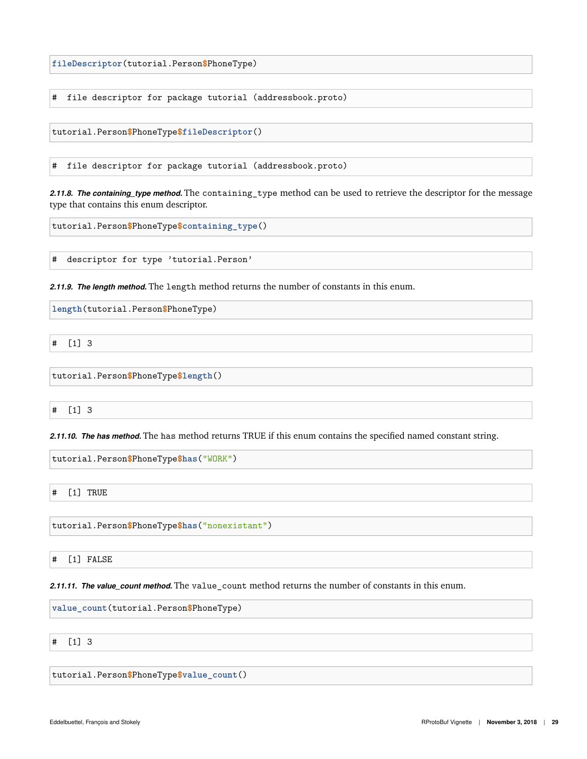```
fileDescriptor(tutorial.Person$PhoneType)
```

```
#  file descriptor for package tutorial (addressbook.proto)
```

```
tutorial.Person$PhoneType$fileDescriptor()
```

```
#  file descriptor for package tutorial (addressbook.proto)
```

***2.11.8. The containing_type method.*** The `containing_type` method can be used to retrieve the descriptor for the message type that contains this enum descriptor.

```
tutorial.Person$PhoneType$containing_type()
```

```
#  descriptor for type 'tutorial.Person'
```

***2.11.9. The length method.*** The `length` method returns the number of constants in this enum.

```
length(tutorial.Person$PhoneType)
```

```
#  [1] 3
```

```
tutorial.Person$PhoneType$length()
```

```
#  [1] 3
```

***2.11.10. The has method.*** The `has` method returns TRUE if this enum contains the specified named constant string.

```
tutorial.Person$PhoneType$has("WORK")
```

```
#  [1] TRUE
```

```
tutorial.Person$PhoneType$has("nonexistant")
```

```
#  [1] FALSE
```

***2.11.11. The value_count method.*** The `value_count` method returns the number of constants in this enum.

```
value_count(tutorial.Person$PhoneType)
```

```
#  [1] 3
```

```
tutorial.Person$PhoneType$value_count()
```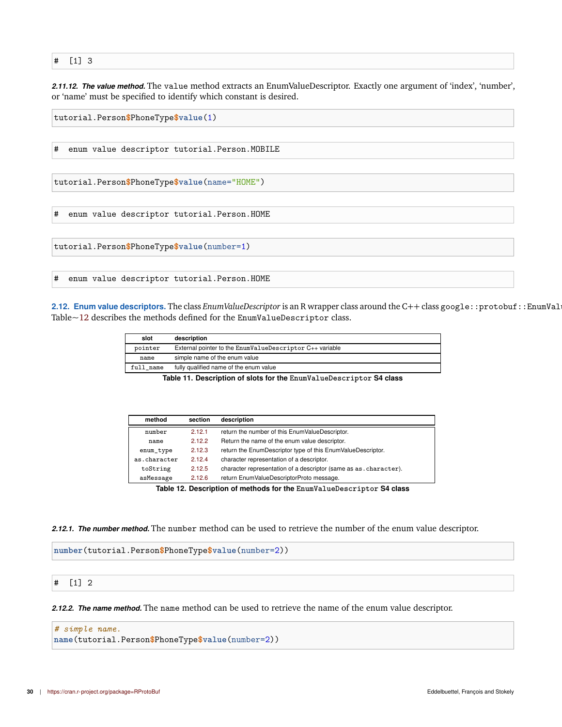```
#  [1] 3
```

***2.11.12. The value method.*** The value method extracts an EnumValueDescriptor. Exactly one argument of 'index', 'number', or 'name' must be specified to identify which constant is desired.

```
tutorial.Person$PhoneType$value(1)
```

```
#  enum value descriptor tutorial.Person.MOBILE
```

```
tutorial.Person$PhoneType$value(name="HOME")
```

```
#  enum value descriptor tutorial.Person.HOME
```

```
tutorial.Person$PhoneType$value(number=1)
```

```
#  enum value descriptor tutorial.Person.HOME
```

## 2.12. Enum value descriptors.

The class *EnumValueDescriptor* is an R wrapper class around the C++ class `google::protobuf::EnumVal` Table~12 describes the methods defined for the `EnumValueDescriptor` class.

| slot | description |
|---|---|
| `pointer` | External pointer to the `EnumValueDescriptor` C++ variable |
| `name` | simple name of the enum value |
| `full_name` | fully qualified name of the enum value |

**Table 11. Description of slots for the `EnumValueDescriptor` S4 class**

| method | section | description |
|---|---|---|
| `number` | 2.12.1 | return the number of this EnumValueDescriptor. |
| `name` | 2.12.2 | Return the name of the enum value descriptor. |
| `enum_type` | 2.12.3 | return the EnumDescriptor type of this EnumValueDescriptor. |
| `as.character` | 2.12.4 | character representation of a descriptor. |
| `toString` | 2.12.5 | character representation of a descriptor (same as `as.character`). |
| `asMessage` | 2.12.6 | return EnumValueDescriptorProto message. |

**Table 12. Description of methods for the `EnumValueDescriptor` S4 class**

***2.12.1. The number method.*** The `number` method can be used to retrieve the number of the enum value descriptor.

```
number(tutorial.Person$PhoneType$value(number=2))
```

```
#  [1] 2
```

***2.12.2. The name method.*** The `name` method can be used to retrieve the name of the enum value descriptor.

```
# simple name.
name(tutorial.Person$PhoneType$value(number=2))
```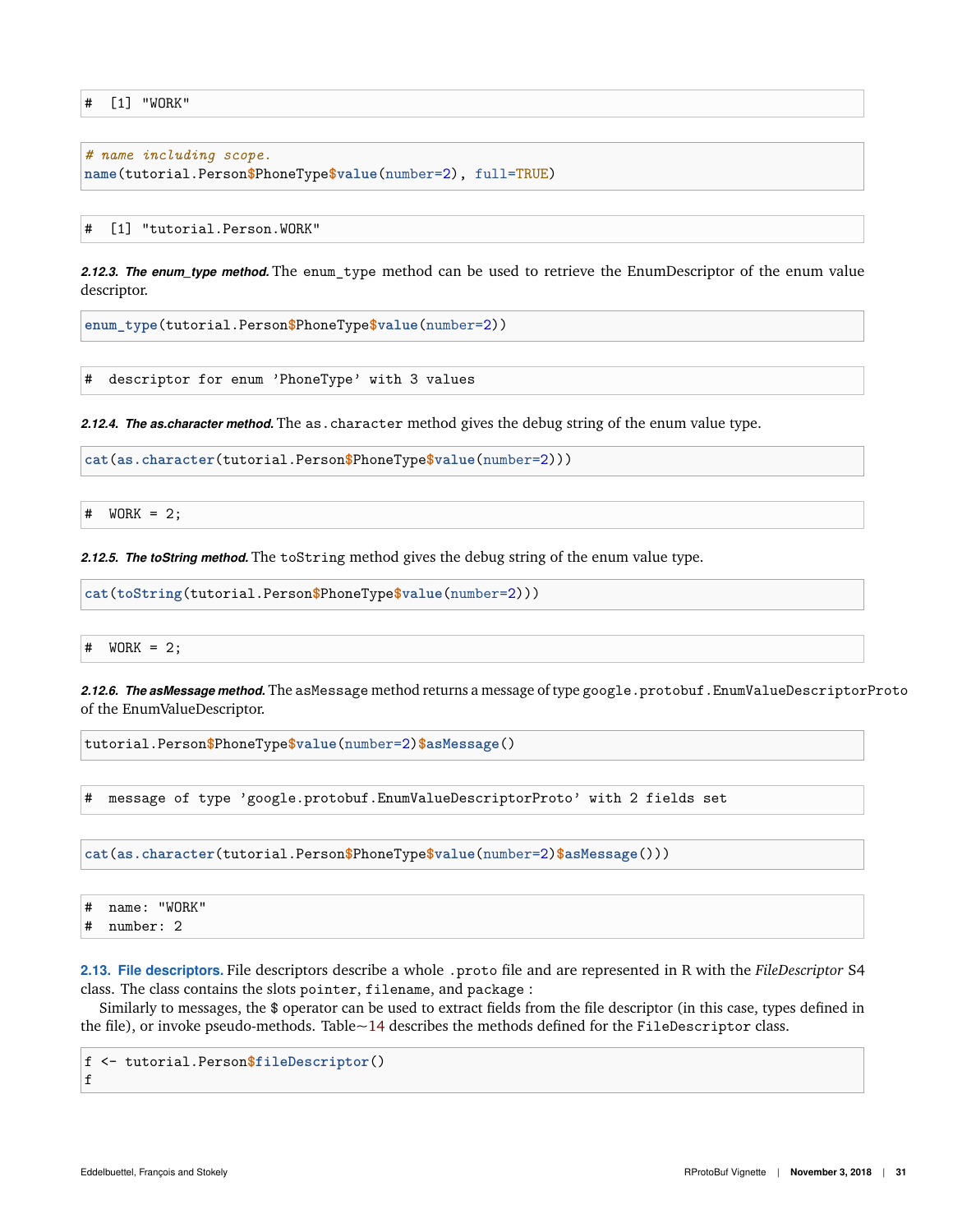```
#  [1] "WORK"
```

```
# name including scope.
name(tutorial.Person$PhoneType$value(number=2), full=TRUE)
```

```
#  [1] "tutorial.Person.WORK"
```

***2.12.3. The enum_type method.*** The `enum_type` method can be used to retrieve the EnumDescriptor of the enum value descriptor.

```
enum_type(tutorial.Person$PhoneType$value(number=2))
```

```
#  descriptor for enum 'PhoneType' with 3 values
```

***2.12.4. The as.character method.*** The `as.character` method gives the debug string of the enum value type.

```
cat(as.character(tutorial.Person$PhoneType$value(number=2)))
```

```
#  WORK = 2;
```

***2.12.5. The toString method.*** The `toString` method gives the debug string of the enum value type.

```
cat(toString(tutorial.Person$PhoneType$value(number=2)))
```

```
#  WORK = 2;
```

***2.12.6. The asMessage method.*** The `asMessage` method returns a message of type `google.protobuf.EnumValueDescriptorProto` of the EnumValueDescriptor.

```
tutorial.Person$PhoneType$value(number=2)$asMessage()
```

```
#  message of type 'google.protobuf.EnumValueDescriptorProto' with 2 fields set
```

```
cat(as.character(tutorial.Person$PhoneType$value(number=2)$asMessage()))
```

```
#  name: "WORK"
#  number: 2
```

**2.13. File descriptors.** File descriptors describe a whole `.proto` file and are represented in R with the *FileDescriptor* S4 class. The class contains the slots `pointer`, `filename`, and `package` :

Similarly to messages, the $ operator can be used to extract fields from the file descriptor (in this case, types defined in the file), or invoke pseudo-methods. Table~14 describes the methods defined for the `FileDescriptor` class.

```
f <- tutorial.Person$fileDescriptor()
f
```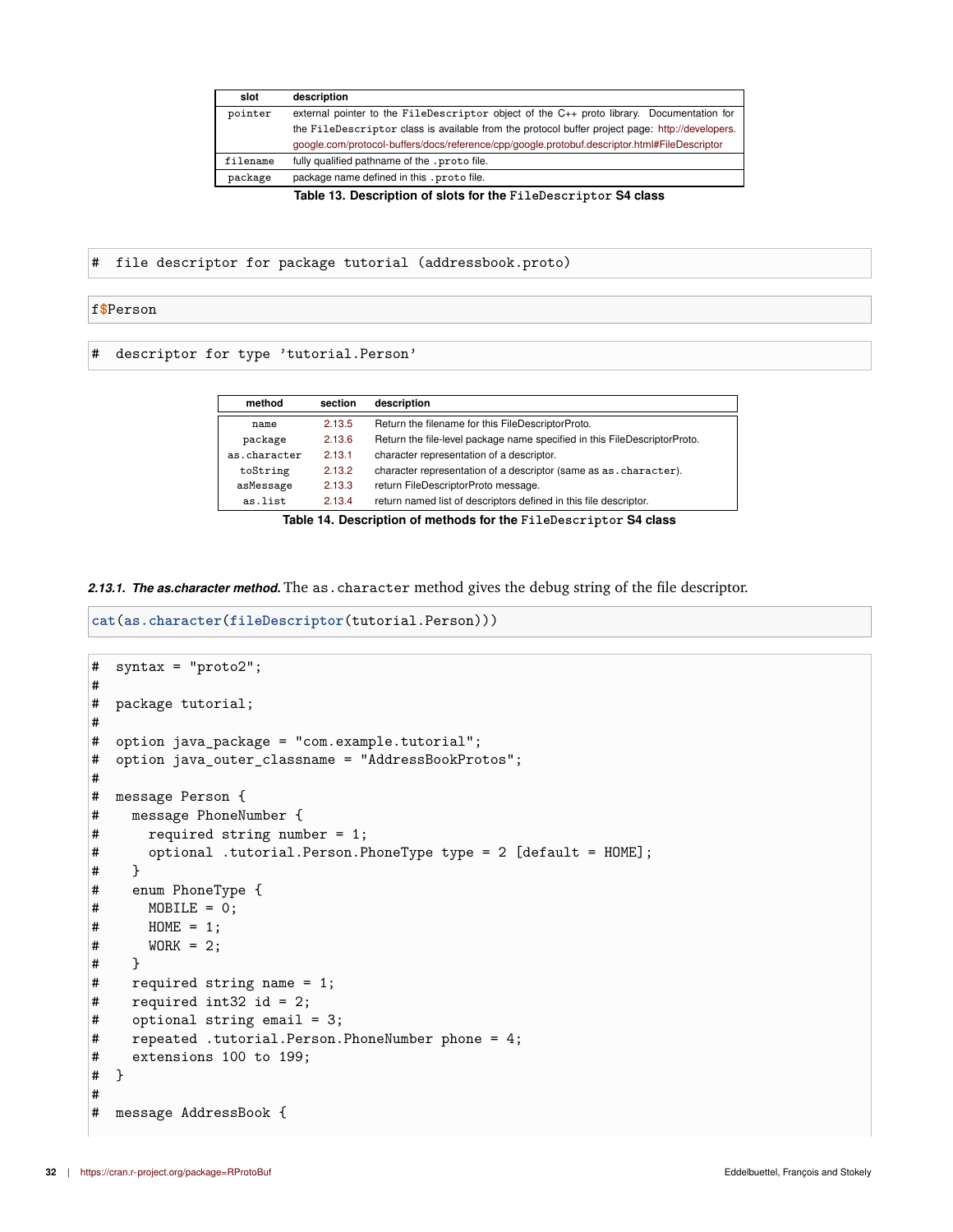| slot | description |
|---|---|
| pointer | external pointer to the FileDescriptor object of the C++ proto library. Documentation for the FileDescriptor class is available from the protocol buffer project page: http://developers.google.com/protocol-buffers/docs/reference/cpp/google.protobuf.descriptor.html#FileDescriptor |
| filename | fully qualified pathname of the .proto file. |
| package | package name defined in this .proto file. |

**Table 13. Description of slots for the FileDescriptor S4 class**

```
#  file descriptor for package tutorial (addressbook.proto)
```

```
f$Person
```

```
#  descriptor for type 'tutorial.Person'
```

| method | section | description |
|---|---|---|
| name | 2.13.5 | Return the filename for this FileDescriptorProto. |
| package | 2.13.6 | Return the file-level package name specified in this FileDescriptorProto. |
| as.character | 2.13.1 | character representation of a descriptor. |
| toString | 2.13.2 | character representation of a descriptor (same as as.character). |
| asMessage | 2.13.3 | return FileDescriptorProto message. |
| as.list | 2.13.4 | return named list of descriptors defined in this file descriptor. |

**Table 14. Description of methods for the FileDescriptor S4 class**

***2.13.1. The as.character method.*** The as.character method gives the debug string of the file descriptor.

```
cat(as.character(fileDescriptor(tutorial.Person)))
```

```
#  syntax = "proto2";
#
#  package tutorial;
#
#  option java_package = "com.example.tutorial";
#  option java_outer_classname = "AddressBookProtos";
#
#  message Person {
#    message PhoneNumber {
#      required string number = 1;
#      optional .tutorial.Person.PhoneType type = 2 [default = HOME];
#    }
#    enum PhoneType {
#      MOBILE = 0;
#      HOME = 1;
#      WORK = 2;
#    }
#    required string name = 1;
#    required int32 id = 2;
#    optional string email = 3;
#    repeated .tutorial.Person.PhoneNumber phone = 4;
#    extensions 100 to 199;
#  }
#
#  message AddressBook {
```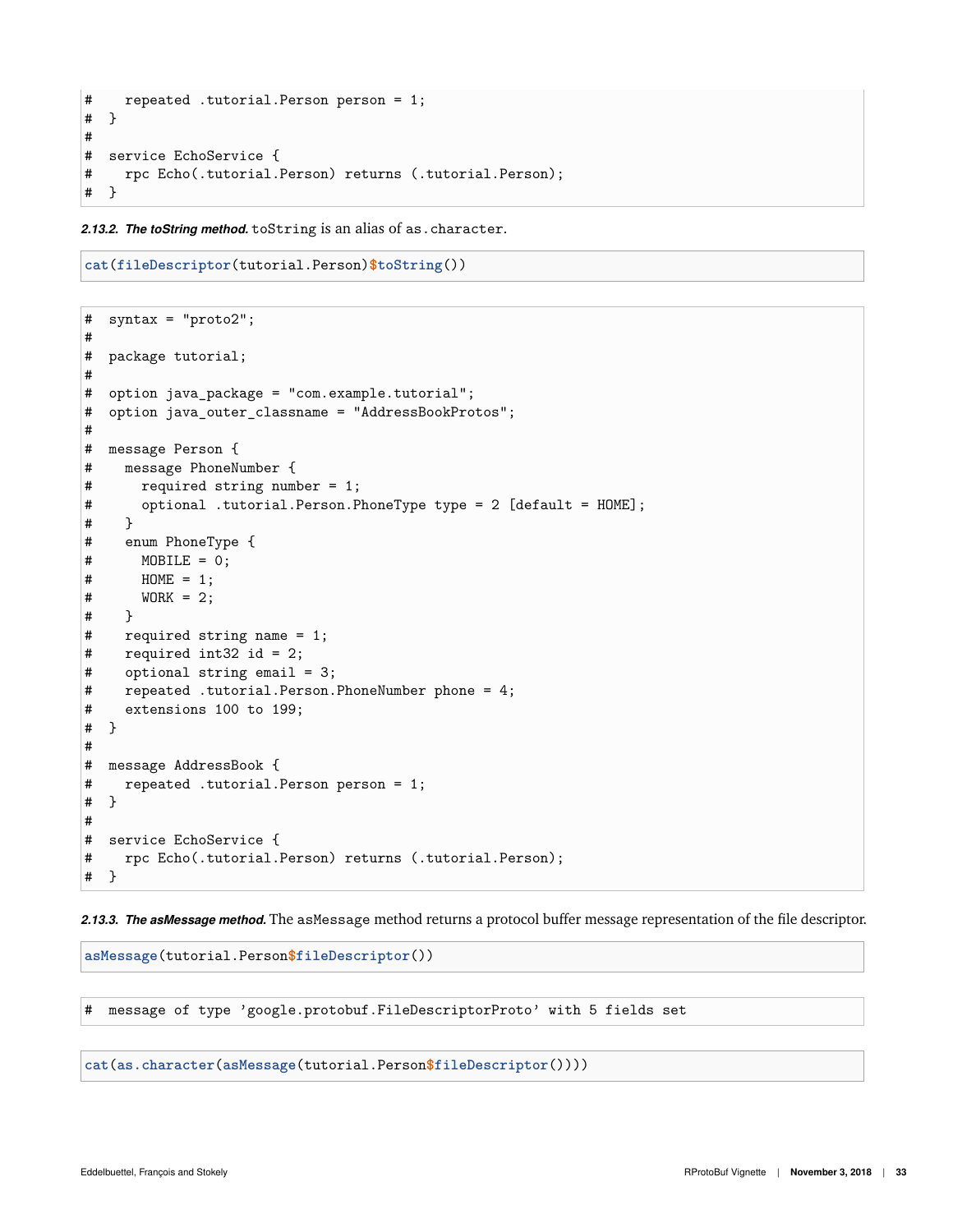```
#     repeated .tutorial.Person person = 1;
#   }
#
#   service EchoService {
#     rpc Echo(.tutorial.Person) returns (.tutorial.Person);
#   }
```

***2.13.2. The toString method.*** `toString` is an alias of `as.character`.

```
cat(fileDescriptor(tutorial.Person)$toString())
```

```
#   syntax = "proto2";
#
#   package tutorial;
#
#   option java_package = "com.example.tutorial";
#   option java_outer_classname = "AddressBookProtos";
#
#   message Person {
#     message PhoneNumber {
#       required string number = 1;
#       optional .tutorial.Person.PhoneType type = 2 [default = HOME];
#     }
#     enum PhoneType {
#       MOBILE = 0;
#       HOME = 1;
#       WORK = 2;
#     }
#     required string name = 1;
#     required int32 id = 2;
#     optional string email = 3;
#     repeated .tutorial.Person.PhoneNumber phone = 4;
#     extensions 100 to 199;
#   }
#
#   message AddressBook {
#     repeated .tutorial.Person person = 1;
#   }
#
#   service EchoService {
#     rpc Echo(.tutorial.Person) returns (.tutorial.Person);
#   }
```

***2.13.3. The asMessage method.*** The `asMessage` method returns a protocol buffer message representation of the file descriptor.

```
asMessage(tutorial.Person$fileDescriptor())
```

```
#   message of type 'google.protobuf.FileDescriptorProto' with 5 fields set
```

```
cat(as.character(asMessage(tutorial.Person$fileDescriptor())))
```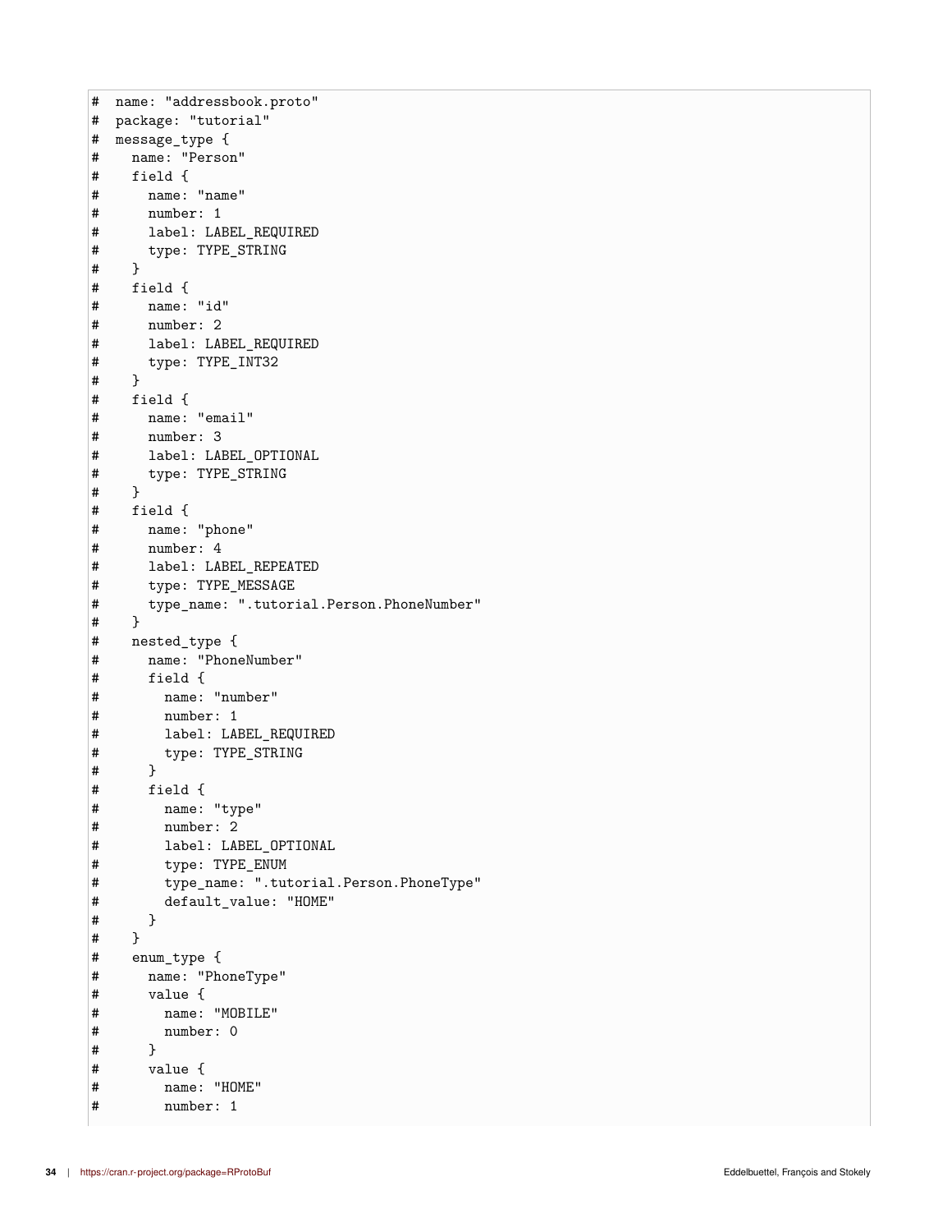```
#  name: "addressbook.proto"
#  package: "tutorial"
#  message_type {
#    name: "Person"
#    field {
#      name: "name"
#      number: 1
#      label: LABEL_REQUIRED
#      type: TYPE_STRING
#    }
#    field {
#      name: "id"
#      number: 2
#      label: LABEL_REQUIRED
#      type: TYPE_INT32
#    }
#    field {
#      name: "email"
#      number: 3
#      label: LABEL_OPTIONAL
#      type: TYPE_STRING
#    }
#    field {
#      name: "phone"
#      number: 4
#      label: LABEL_REPEATED
#      type: TYPE_MESSAGE
#      type_name: ".tutorial.Person.PhoneNumber"
#    }
#    nested_type {
#      name: "PhoneNumber"
#      field {
#        name: "number"
#        number: 1
#        label: LABEL_REQUIRED
#        type: TYPE_STRING
#      }
#      field {
#        name: "type"
#        number: 2
#        label: LABEL_OPTIONAL
#        type: TYPE_ENUM
#        type_name: ".tutorial.Person.PhoneType"
#        default_value: "HOME"
#      }
#    }
#    enum_type {
#      name: "PhoneType"
#      value {
#        name: "MOBILE"
#        number: 0
#      }
#      value {
#        name: "HOME"
#        number: 1
```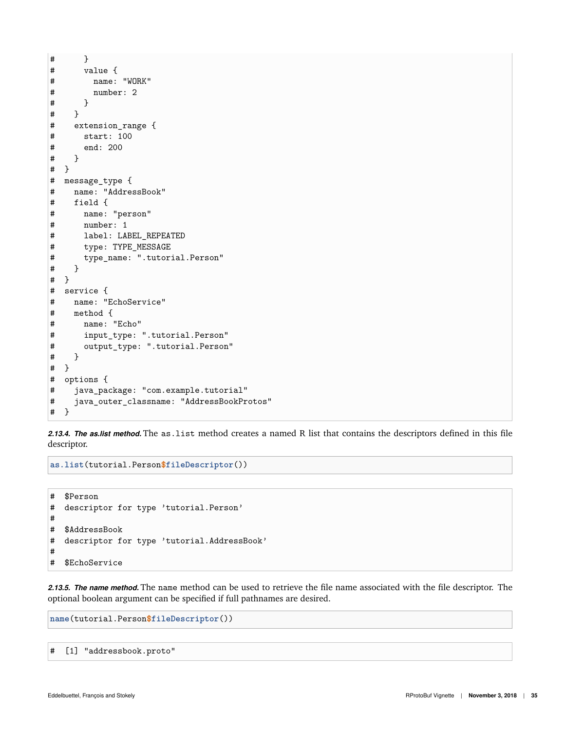```
#       }
#       value {
#         name: "WORK"
#         number: 2
#       }
#     }
#     extension_range {
#       start: 100
#       end: 200
#     }
#   }
#   message_type {
#     name: "AddressBook"
#     field {
#       name: "person"
#       number: 1
#       label: LABEL_REPEATED
#       type: TYPE_MESSAGE
#       type_name: ".tutorial.Person"
#     }
#   }
#   service {
#     name: "EchoService"
#     method {
#       name: "Echo"
#       input_type: ".tutorial.Person"
#       output_type: ".tutorial.Person"
#     }
#   }
#   options {
#     java_package: "com.example.tutorial"
#     java_outer_classname: "AddressBookProtos"
#   }
```

***2.13.4. The as.list method.*** The `as.list` method creates a named R list that contains the descriptors defined in this file descriptor.

```
as.list(tutorial.Person$fileDescriptor())
```

```
#  $Person
#  descriptor for type 'tutorial.Person'
#
#  $AddressBook
#  descriptor for type 'tutorial.AddressBook'
#
#  $EchoService
```

***2.13.5. The name method.*** The `name` method can be used to retrieve the file name associated with the file descriptor. The optional boolean argument can be specified if full pathnames are desired.

```
name(tutorial.Person$fileDescriptor())
```

```
#  [1] "addressbook.proto"
```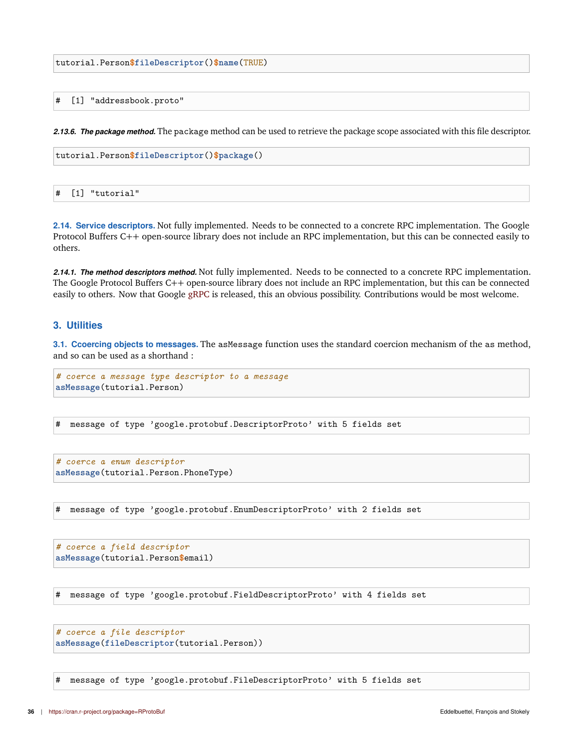```
tutorial.Person$fileDescriptor()$name(TRUE)
```

```
#  [1] "addressbook.proto"
```

***2.13.6. The package method.*** The `package` method can be used to retrieve the package scope associated with this file descriptor.

```
tutorial.Person$fileDescriptor()$package()
```

```
#  [1] "tutorial"
```

**2.14. Service descriptors.** Not fully implemented. Needs to be connected to a concrete RPC implementation. The Google Protocol Buffers C++ open-source library does not include an RPC implementation, but this can be connected easily to others.

***2.14.1. The method descriptors method.*** Not fully implemented. Needs to be connected to a concrete RPC implementation. The Google Protocol Buffers C++ open-source library does not include an RPC implementation, but this can be connected easily to others. Now that Google gRPC is released, this an obvious possibility. Contributions would be most welcome.

## 3. Utilities

**3.1. Ccoercing objects to messages.** The `asMessage` function uses the standard coercion mechanism of the `as` method, and so can be used as a shorthand :

```
# coerce a message type descriptor to a message
asMessage(tutorial.Person)
```

```
#  message of type 'google.protobuf.DescriptorProto' with 5 fields set
```

```
# coerce a enum descriptor
asMessage(tutorial.Person.PhoneType)
```

```
#  message of type 'google.protobuf.EnumDescriptorProto' with 2 fields set
```

```
# coerce a field descriptor
asMessage(tutorial.Person$email)
```

```
#  message of type 'google.protobuf.FieldDescriptorProto' with 4 fields set
```

```
# coerce a file descriptor
asMessage(fileDescriptor(tutorial.Person))
```

```
#  message of type 'google.protobuf.FileDescriptorProto' with 5 fields set
```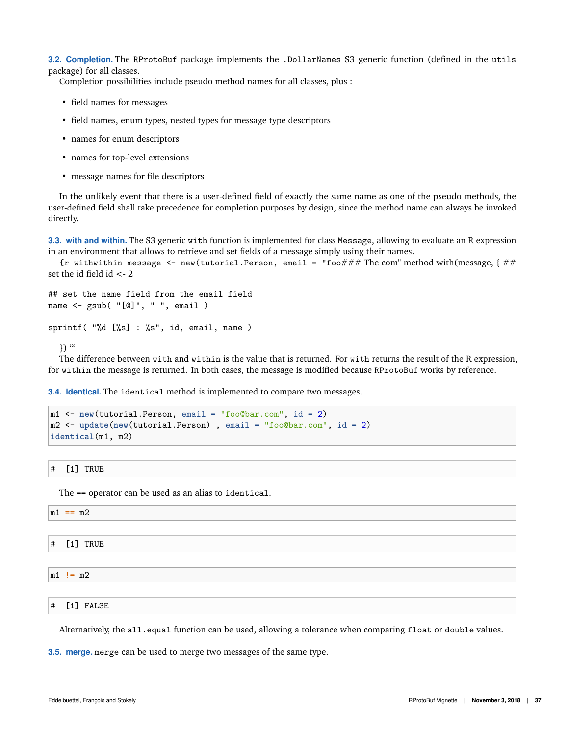**3.2. Completion.** The `RProtoBuf` package implements the `.DollarNames` S3 generic function (defined in the `utils` package) for all classes.

Completion possibilities include pseudo method names for all classes, plus :

- field names for messages
- field names, enum types, nested types for message type descriptors
- names for enum descriptors
- names for top-level extensions
- message names for file descriptors

In the unlikely event that there is a user-defined field of exactly the same name as one of the pseudo methods, the user-defined field shall take precedence for completion purposes by design, since the method name can always be invoked directly.

**3.3. with and within.** The S3 generic `with` function is implemented for class `Message`, allowing to evaluate an R expression in an environment that allows to retrieve and set fields of a message simply using their names.

`{r withwithin message <- new(tutorial.Person, email = "foo### The com"` method with(message, { ## set the id field id <- 2

```
## set the name field from the email field
name <- gsub( "[@]", " ", email )

sprintf( "%d [%s] : %s", id, email, name )
```

}) “‘

The difference between `with` and `within` is the value that is returned. For `with` returns the result of the R expression, for `within` the message is returned. In both cases, the message is modified because `RProtoBuf` works by reference.

**3.4. identical.** The `identical` method is implemented to compare two messages.

```
m1 <- new(tutorial.Person, email = "foo@bar.com", id = 2)
m2 <- update(new(tutorial.Person) , email = "foo@bar.com", id = 2)
identical(m1, m2)
```

```
#  [1] TRUE
```

The == operator can be used as an alias to `identical`.

```
m1 == m2
```

```
#  [1] TRUE
```

```
m1 != m2
```

```
#  [1] FALSE
```

Alternatively, the `all.equal` function can be used, allowing a tolerance when comparing `float` or `double` values.

**3.5. merge.** `merge` can be used to merge two messages of the same type.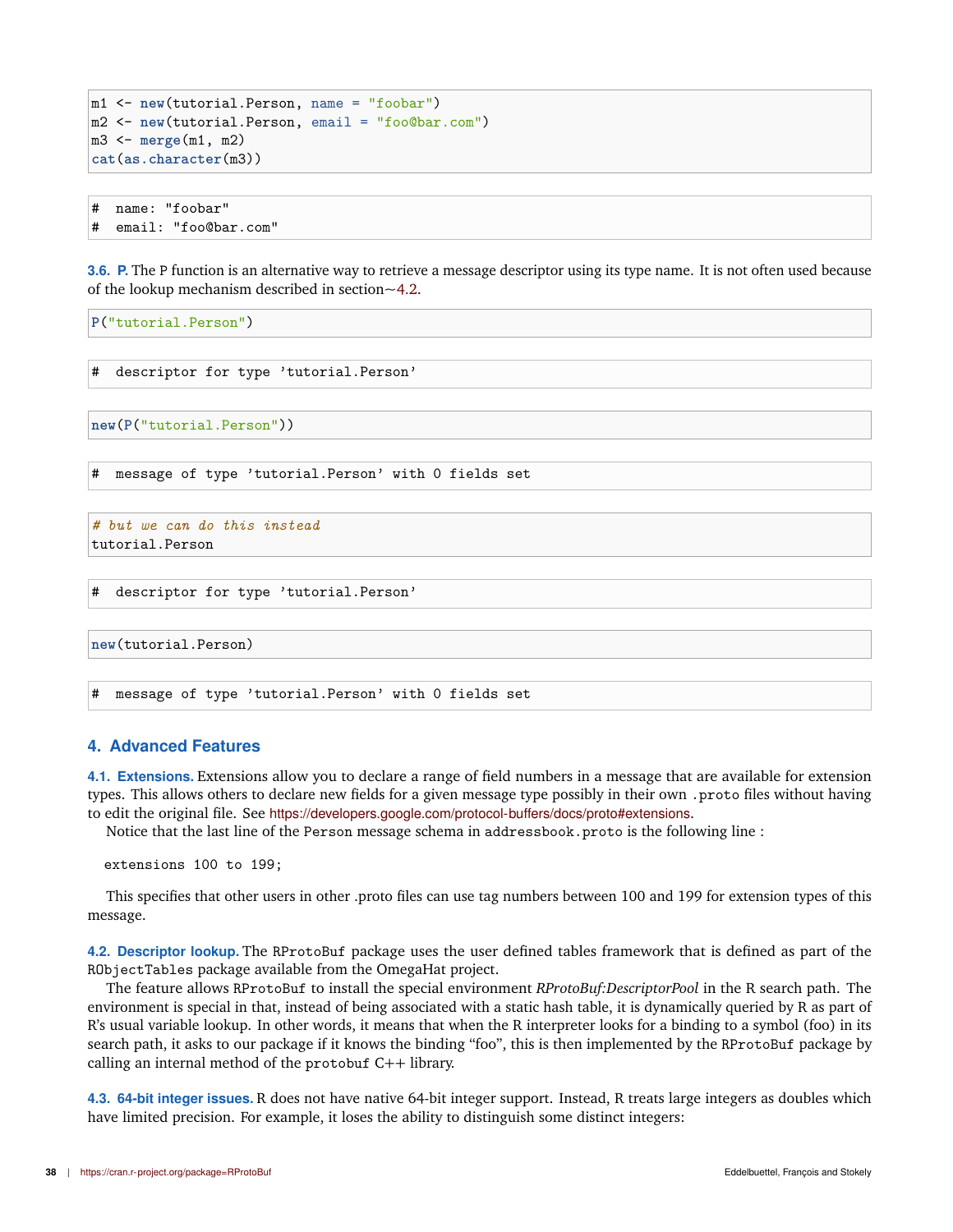```r
m1 <- new(tutorial.Person, name = "foobar")
m2 <- new(tutorial.Person, email = "foo@bar.com")
m3 <- merge(m1, m2)
cat(as.character(m3))
```

```
#  name: "foobar"
#  email: "foo@bar.com"
```

### 3.6. P.

The P function is an alternative way to retrieve a message descriptor using its type name. It is not often used because of the lookup mechanism described in section~4.2.

```r
P("tutorial.Person")
```

```
#  descriptor for type 'tutorial.Person'
```

```r
new(P("tutorial.Person"))
```

```
#  message of type 'tutorial.Person' with 0 fields set
```

```r
# but we can do this instead
tutorial.Person
```

```
#  descriptor for type 'tutorial.Person'
```

```r
new(tutorial.Person)
```

```
#  message of type 'tutorial.Person' with 0 fields set
```

## 4. Advanced Features

### 4.1. Extensions.

Extensions allow you to declare a range of field numbers in a message that are available for extension types. This allows others to declare new fields for a given message type possibly in their own .proto files without having to edit the original file. See https://developers.google.com/protocol-buffers/docs/proto#extensions.

Notice that the last line of the Person message schema in addressbook.proto is the following line :

```
extensions 100 to 199;
```

This specifies that other users in other .proto files can use tag numbers between 100 and 199 for extension types of this message.

### 4.2. Descriptor lookup.

The RProtoBuf package uses the user defined tables framework that is defined as part of the RObjectTables package available from the OmegaHat project.

The feature allows RProtoBuf to install the special environment *RProtoBuf:DescriptorPool* in the R search path. The environment is special in that, instead of being associated with a static hash table, it is dynamically queried by R as part of R's usual variable lookup. In other words, it means that when the R interpreter looks for a binding to a symbol (foo) in its search path, it asks to our package if it knows the binding "foo", this is then implemented by the RProtoBuf package by calling an internal method of the protobuf C++ library.

### 4.3. 64-bit integer issues.

R does not have native 64-bit integer support. Instead, R treats large integers as doubles which have limited precision. For example, it loses the ability to distinguish some distinct integers: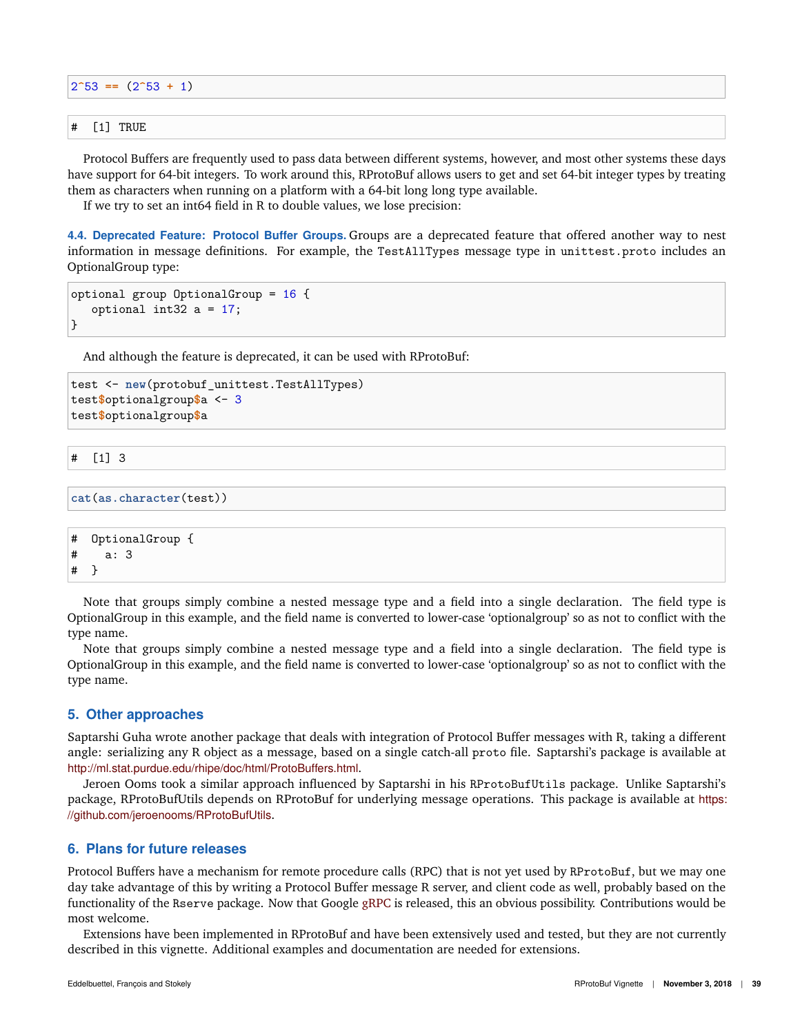```
2^53 == (2^53 + 1)
```

```
#  [1] TRUE
```

Protocol Buffers are frequently used to pass data between different systems, however, and most other systems these days have support for 64-bit integers. To work around this, RProtoBuf allows users to get and set 64-bit integer types by treating them as characters when running on a platform with a 64-bit long long type available.

If we try to set an int64 field in R to double values, we lose precision:

### 4.4. Deprecated Feature: Protocol Buffer Groups.

Groups are a deprecated feature that offered another way to nest information in message definitions. For example, the `TestAllTypes` message type in `unittest.proto` includes an OptionalGroup type:

```
optional group OptionalGroup = 16 {
   optional int32 a = 17;
}
```

And although the feature is deprecated, it can be used with RProtoBuf:

```
test <- new(protobuf_unittest.TestAllTypes)
test$optionalgroup$a <- 3
test$optionalgroup$a
```

```
#  [1] 3
```

```
cat(as.character(test))
```

```
#  OptionalGroup {
#    a: 3
#  }
```

Note that groups simply combine a nested message type and a field into a single declaration. The field type is OptionalGroup in this example, and the field name is converted to lower-case 'optionalgroup' so as not to conflict with the type name.

Note that groups simply combine a nested message type and a field into a single declaration. The field type is OptionalGroup in this example, and the field name is converted to lower-case 'optionalgroup' so as not to conflict with the type name.

## 5. Other approaches

Saptarshi Guha wrote another package that deals with integration of Protocol Buffer messages with R, taking a different angle: serializing any R object as a message, based on a single catch-all `proto` file. Saptarshi's package is available at http://ml.stat.purdue.edu/rhipe/doc/html/ProtoBuffers.html.

Jeroen Ooms took a similar approach influenced by Saptarshi in his `RProtoBufUtils` package. Unlike Saptarshi's package, RProtoBufUtils depends on RProtoBuf for underlying message operations. This package is available at https://github.com/jeroenooms/RProtoBufUtils.

## 6. Plans for future releases

Protocol Buffers have a mechanism for remote procedure calls (RPC) that is not yet used by `RProtoBuf`, but we may one day take advantage of this by writing a Protocol Buffer message R server, and client code as well, probably based on the functionality of the `Rserve` package. Now that Google gRPC is released, this an obvious possibility. Contributions would be most welcome.

Extensions have been implemented in RProtoBuf and have been extensively used and tested, but they are not currently described in this vignette. Additional examples and documentation are needed for extensions.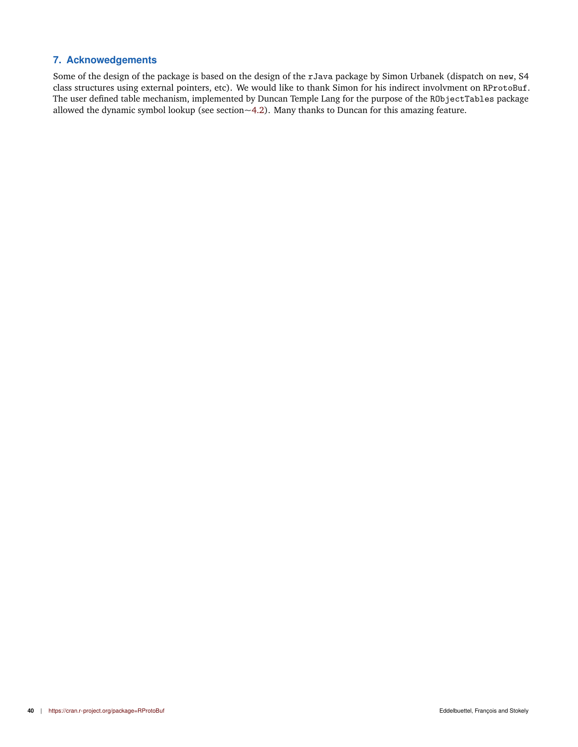## 7. Acknowedgements

Some of the design of the package is based on the design of the `rJava` package by Simon Urbanek (dispatch on `new`, S4 class structures using external pointers, etc). We would like to thank Simon for his indirect involvment on `RProtoBuf`. The user defined table mechanism, implemented by Duncan Temple Lang for the purpose of the `RObjectTables` package allowed the dynamic symbol lookup (see section~4.2). Many thanks to Duncan for this amazing feature.